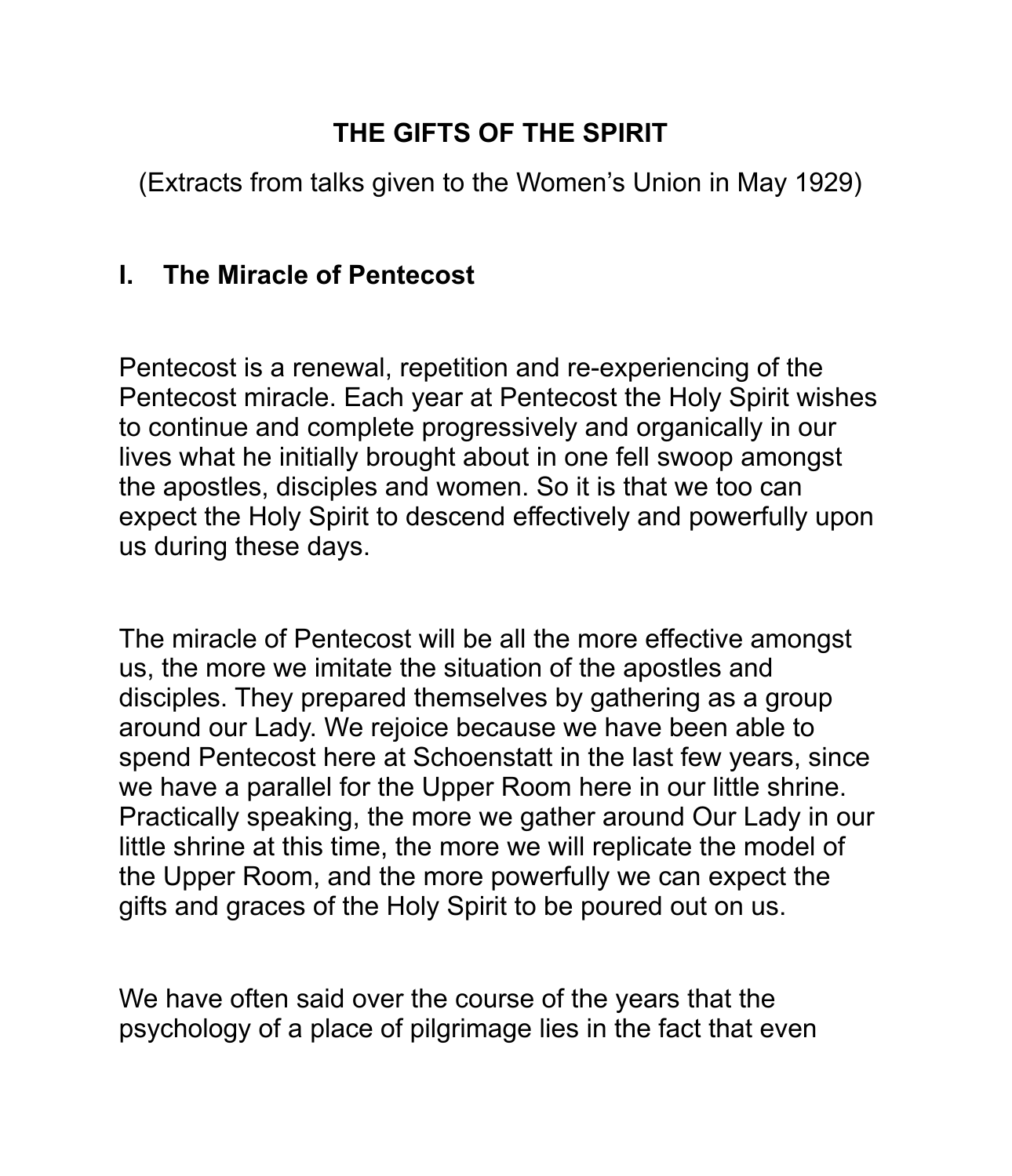# THE GIFTS OF THE SPIRIT

(Extracts from talks given to the Women's Union in May 1929)

## I. The Miracle of Pentecost

Pentecost is a renewal, repetition and re-experiencing of the Pentecost miracle. Each year at Pentecost the Holy Spirit wishes to continue and complete progressively and organically in our lives what he initially brought about in one fell swoop amongst the apostles, disciples and women. So it is that we too can expect the Holy Spirit to descend effectively and powerfully upon us during these days.

The miracle of Pentecost will be all the more effective amongst us, the more we imitate the situation of the apostles and disciples. They prepared themselves by gathering as a group around our Lady. We rejoice because we have been able to spend Pentecost here at Schoenstatt in the last few years, since we have a parallel for the Upper Room here in our little shrine. Practically speaking, the more we gather around Our Lady in our little shrine at this time, the more we will replicate the model of the Upper Room, and the more powerfully we can expect the gifts and graces of the Holy Spirit to be poured out on us.

We have often said over the course of the years that the psychology of a place of pilgrimage lies in the fact that even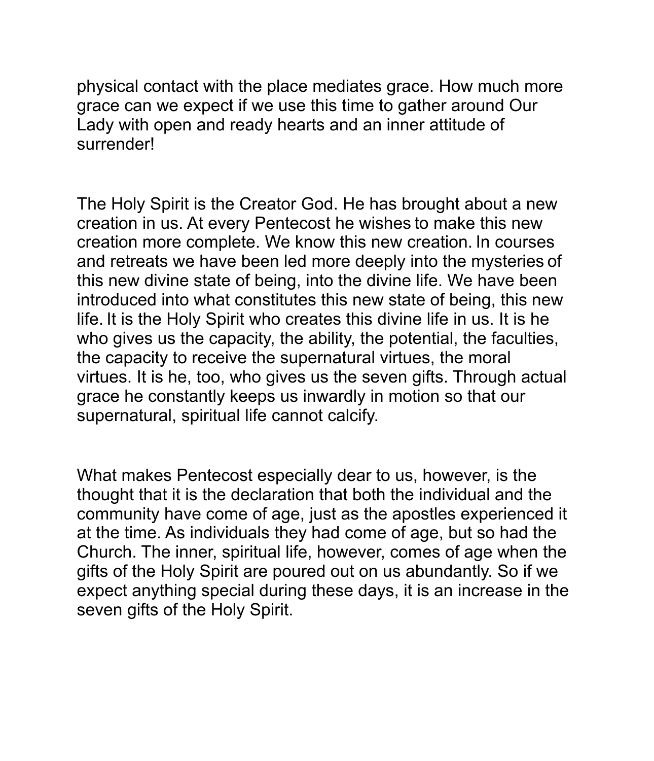physical contact with the place mediates grace. How much more grace can we expect if we use this time to gather around Our Lady with open and ready hearts and an inner attitude of surrender!

The Holy Spirit is the Creator God. He has brought about a new creation in us. At every Pentecost he wishes to make this new creation more complete. We know this new creation. In courses and retreats we have been led more deeply into the mysteries of this new divine state of being, into the divine life. We have been introduced into what constitutes this new state of being, this new life. It is the Holy Spirit who creates this divine life in us. It is he who gives us the capacity, the ability, the potential, the faculties, the capacity to receive the supernatural virtues, the moral virtues. It is he, too, who gives us the seven gifts. Through actual grace he constantly keeps us inwardly in motion so that our supernatural, spiritual life cannot calcify.

What makes Pentecost especially dear to us, however, is the thought that it is the declaration that both the individual and the community have come of age, just as the apostles experienced it at the time. As individuals they had come of age, but so had the Church. The inner, spiritual life, however, comes of age when the gifts of the Holy Spirit are poured out on us abundantly. So if we expect anything special during these days, it is an increase in the seven gifts of the Holy Spirit.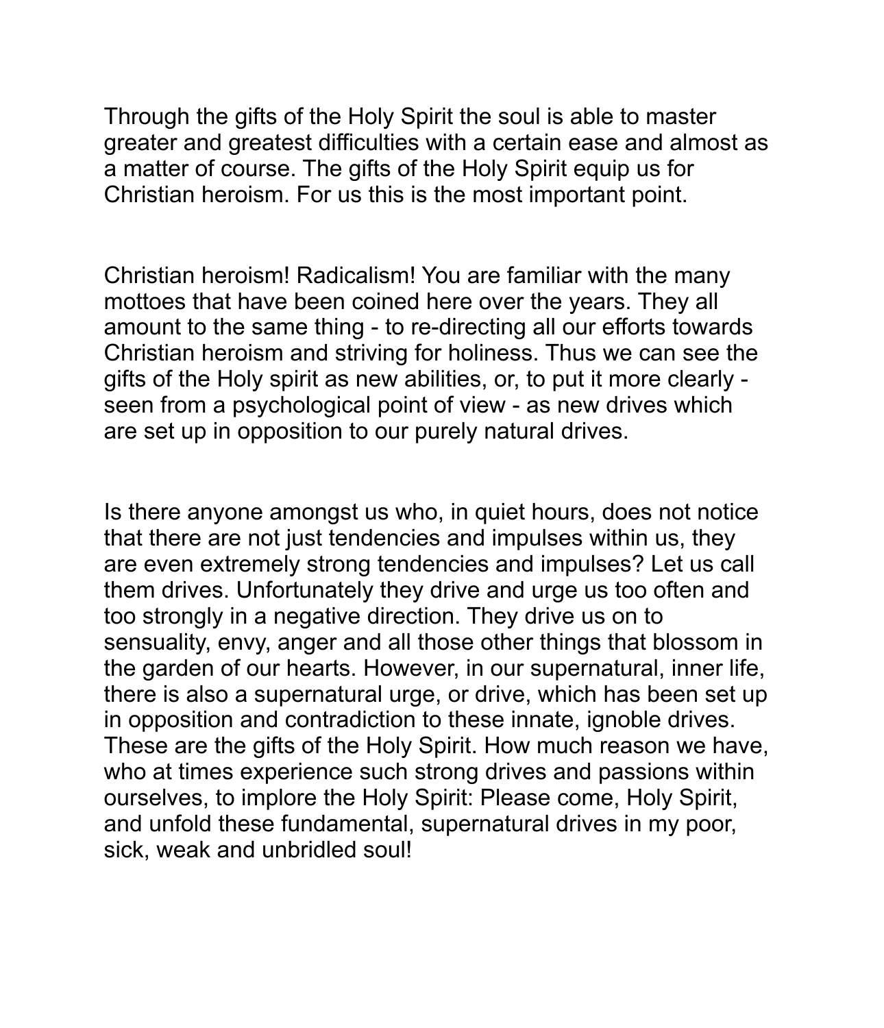Through the gifts of the Holy Spirit the soul is able to master greater and greatest difficulties with a certain ease and almost as a matter of course. The gifts of the Holy Spirit equip us for Christian heroism. For us this is the most important point.

Christian heroism! Radicalism! You are familiar with the many mottoes that have been coined here over the years. They all amount to the same thing - to re-directing all our efforts towards Christian heroism and striving for holiness. Thus we can see the gifts of the Holy spirit as new abilities, or, to put it more clearly - seen from a psychological point of view - as new drives which are set up in opposition to our purely natural drives.

Is there anyone amongst us who, in quiet hours, does not notice that there are not just tendencies and impulses within us, they are even extremely strong tendencies and impulses? Let us call them drives. Unfortunately they drive and urge us too often and too strongly in a negative direction. They drive us on to sensuality, envy, anger and all those other things that blossom in the garden of our hearts. However, in our supernatural, inner life, there is also a supernatural urge, or drive, which has been set up in opposition and contradiction to these innate, ignoble drives. These are the gifts of the Holy Spirit. How much reason we have, who at times experience such strong drives and passions within ourselves, to implore the Holy Spirit: Please come, Holy Spirit, and unfold these fundamental, supernatural drives in my poor, sick, weak and unbridled soul!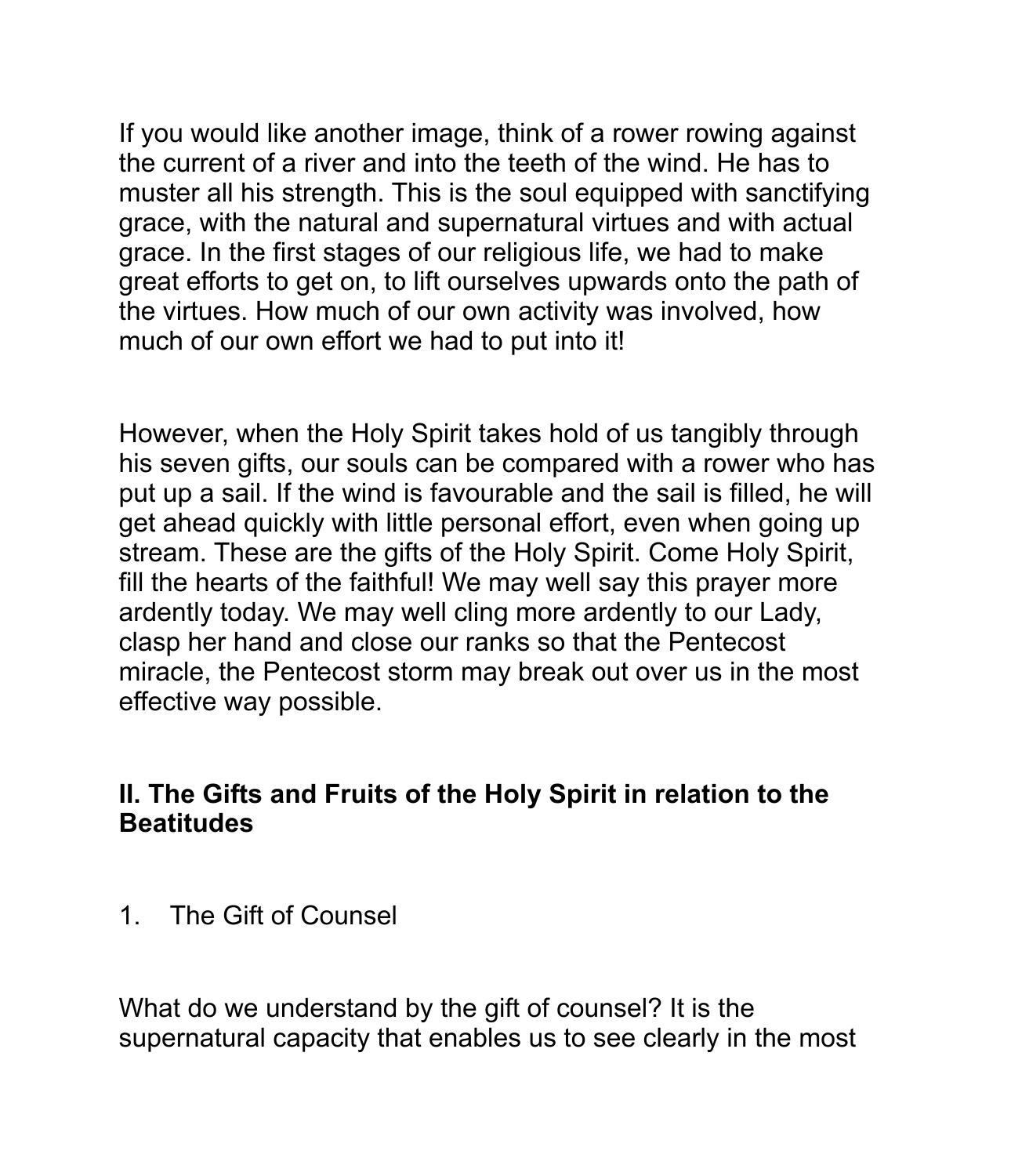If you would like another image, think of a rower rowing against the current of a river and into the teeth of the wind. He has to muster all his strength. This is the soul equipped with sanctifying grace, with the natural and supernatural virtues and with actual grace. In the first stages of our religious life, we had to make great efforts to get on, to lift ourselves upwards onto the path of the virtues. How much of our own activity was involved, how much of our own effort we had to put into it!

However, when the Holy Spirit takes hold of us tangibly through his seven gifts, our souls can be compared with a rower who has put up a sail. If the wind is favourable and the sail is filled, he will get ahead quickly with little personal effort, even when going up stream. These are the gifts of the Holy Spirit. Come Holy Spirit, fill the hearts of the faithful! We may well say this prayer more ardently today. We may well cling more ardently to our Lady, clasp her hand and close our ranks so that the Pentecost miracle, the Pentecost storm may break out over us in the most effective way possible.

## II. The Gifts and Fruits of the Holy Spirit in relation to the Beatitudes

### 1. The Gift of Counsel

What do we understand by the gift of counsel? It is the supernatural capacity that enables us to see clearly in the most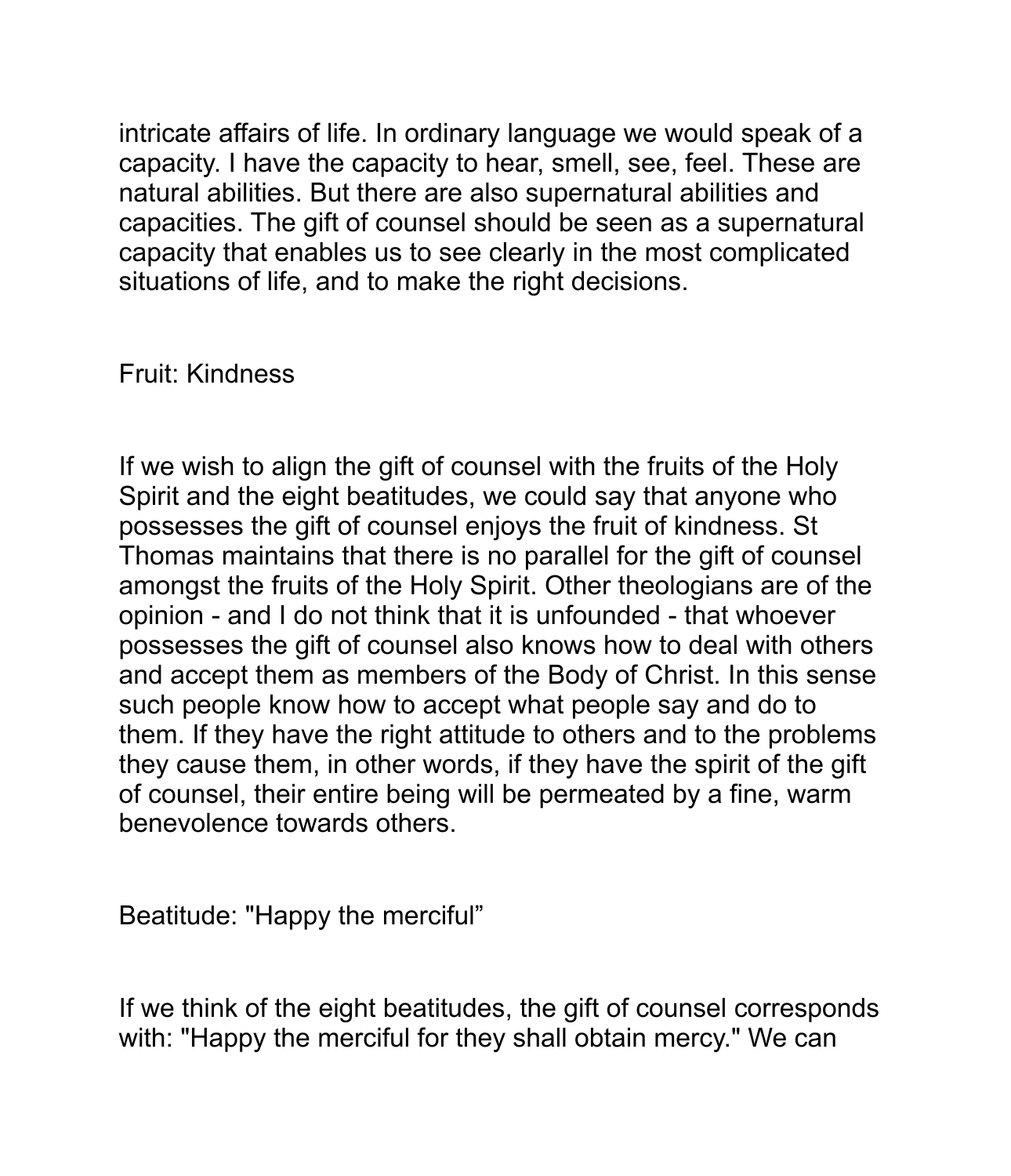intricate affairs of life. In ordinary language we would speak of a capacity. I have the capacity to hear, smell, see, feel. These are natural abilities. But there are also supernatural abilities and capacities. The gift of counsel should be seen as a supernatural capacity that enables us to see clearly in the most complicated situations of life, and to make the right decisions.

## Fruit: Kindness

If we wish to align the gift of counsel with the fruits of the Holy Spirit and the eight beatitudes, we could say that anyone who possesses the gift of counsel enjoys the fruit of kindness. St Thomas maintains that there is no parallel for the gift of counsel amongst the fruits of the Holy Spirit. Other theologians are of the opinion - and I do not think that it is unfounded - that whoever possesses the gift of counsel also knows how to deal with others and accept them as members of the Body of Christ. In this sense such people know how to accept what people say and do to them. If they have the right attitude to others and to the problems they cause them, in other words, if they have the spirit of the gift of counsel, their entire being will be permeated by a fine, warm benevolence towards others.

## Beatitude: "Happy the merciful"

If we think of the eight beatitudes, the gift of counsel corresponds with: "Happy the merciful for they shall obtain mercy." We can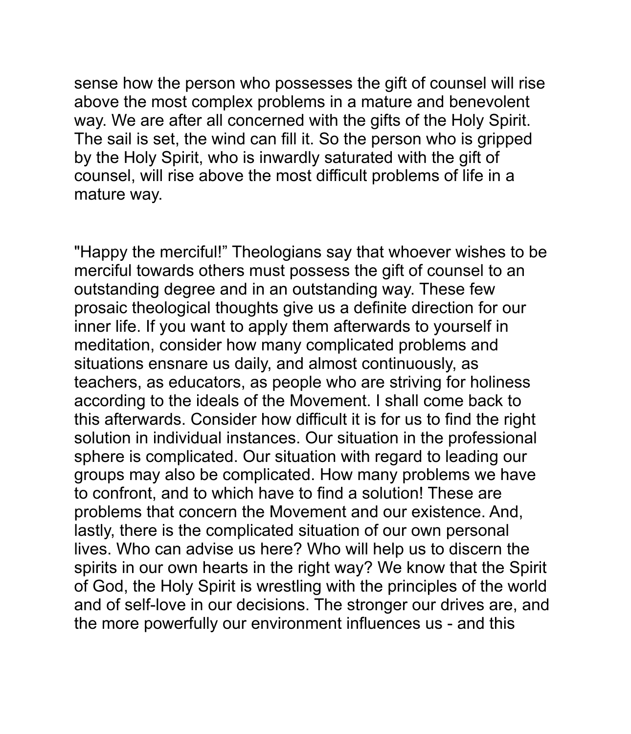sense how the person who possesses the gift of counsel will rise above the most complex problems in a mature and benevolent way. We are after all concerned with the gifts of the Holy Spirit. The sail is set, the wind can fill it. So the person who is gripped by the Holy Spirit, who is inwardly saturated with the gift of counsel, will rise above the most difficult problems of life in a mature way.

"Happy the merciful!" Theologians say that whoever wishes to be merciful towards others must possess the gift of counsel to an outstanding degree and in an outstanding way. These few prosaic theological thoughts give us a definite direction for our inner life. If you want to apply them afterwards to yourself in meditation, consider how many complicated problems and situations ensnare us daily, and almost continuously, as teachers, as educators, as people who are striving for holiness according to the ideals of the Movement. I shall come back to this afterwards. Consider how difficult it is for us to find the right solution in individual instances. Our situation in the professional sphere is complicated. Our situation with regard to leading our groups may also be complicated. How many problems we have to confront, and to which have to find a solution! These are problems that concern the Movement and our existence. And, lastly, there is the complicated situation of our own personal lives. Who can advise us here? Who will help us to discern the spirits in our own hearts in the right way? We know that the Spirit of God, the Holy Spirit is wrestling with the principles of the world and of self-love in our decisions. The stronger our drives are, and the more powerfully our environment influences us - and this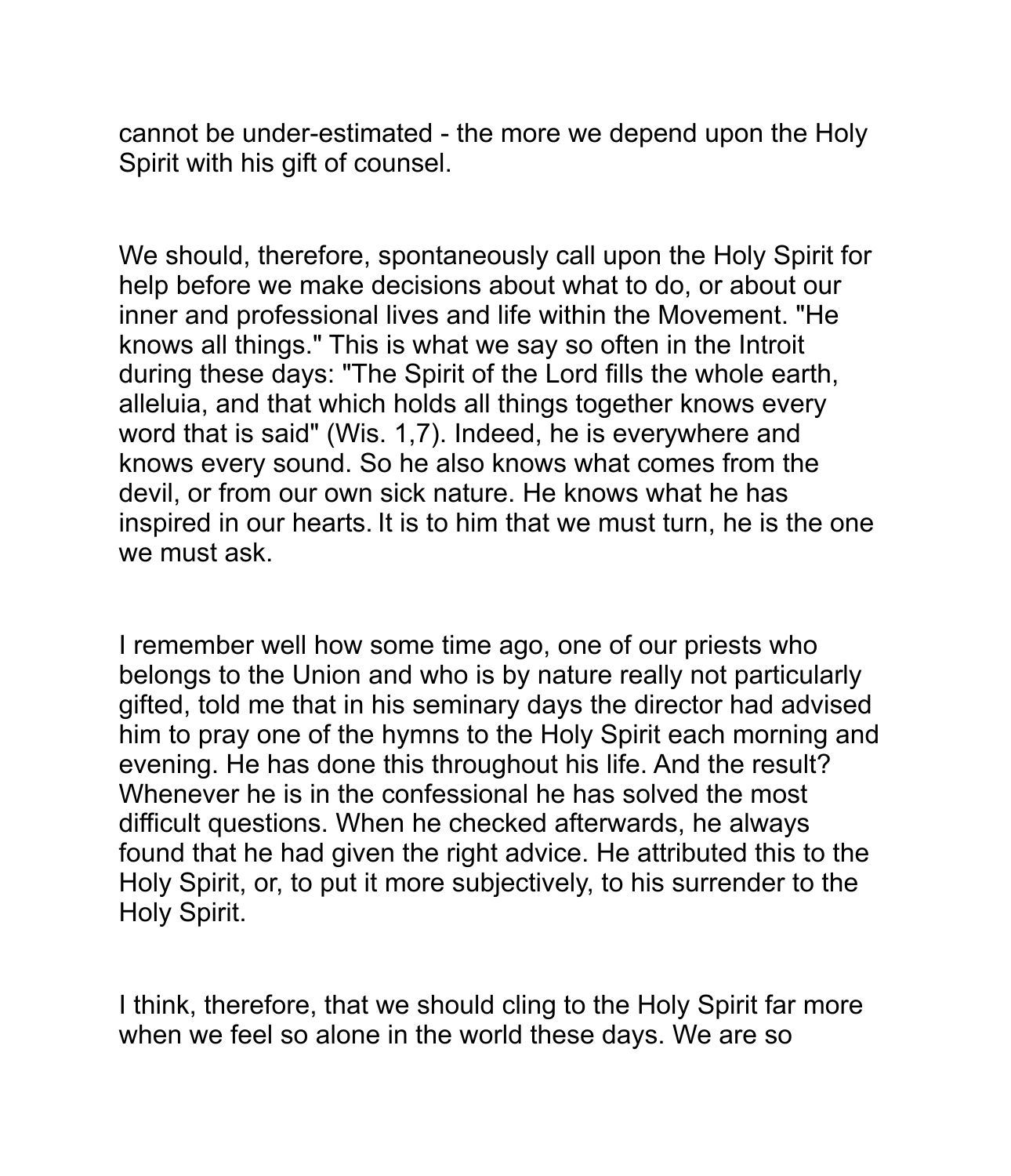cannot be under-estimated - the more we depend upon the Holy Spirit with his gift of counsel.

We should, therefore, spontaneously call upon the Holy Spirit for help before we make decisions about what to do, or about our inner and professional lives and life within the Movement. "He knows all things." This is what we say so often in the Introit during these days: "The Spirit of the Lord fills the whole earth, alleluia, and that which holds all things together knows every word that is said" (Wis. 1,7). Indeed, he is everywhere and knows every sound. So he also knows what comes from the devil, or from our own sick nature. He knows what he has inspired in our hearts. It is to him that we must turn, he is the one we must ask.

I remember well how some time ago, one of our priests who belongs to the Union and who is by nature really not particularly gifted, told me that in his seminary days the director had advised him to pray one of the hymns to the Holy Spirit each morning and evening. He has done this throughout his life. And the result? Whenever he is in the confessional he has solved the most difficult questions. When he checked afterwards, he always found that he had given the right advice. He attributed this to the Holy Spirit, or, to put it more subjectively, to his surrender to the Holy Spirit.

I think, therefore, that we should cling to the Holy Spirit far more when we feel so alone in the world these days. We are so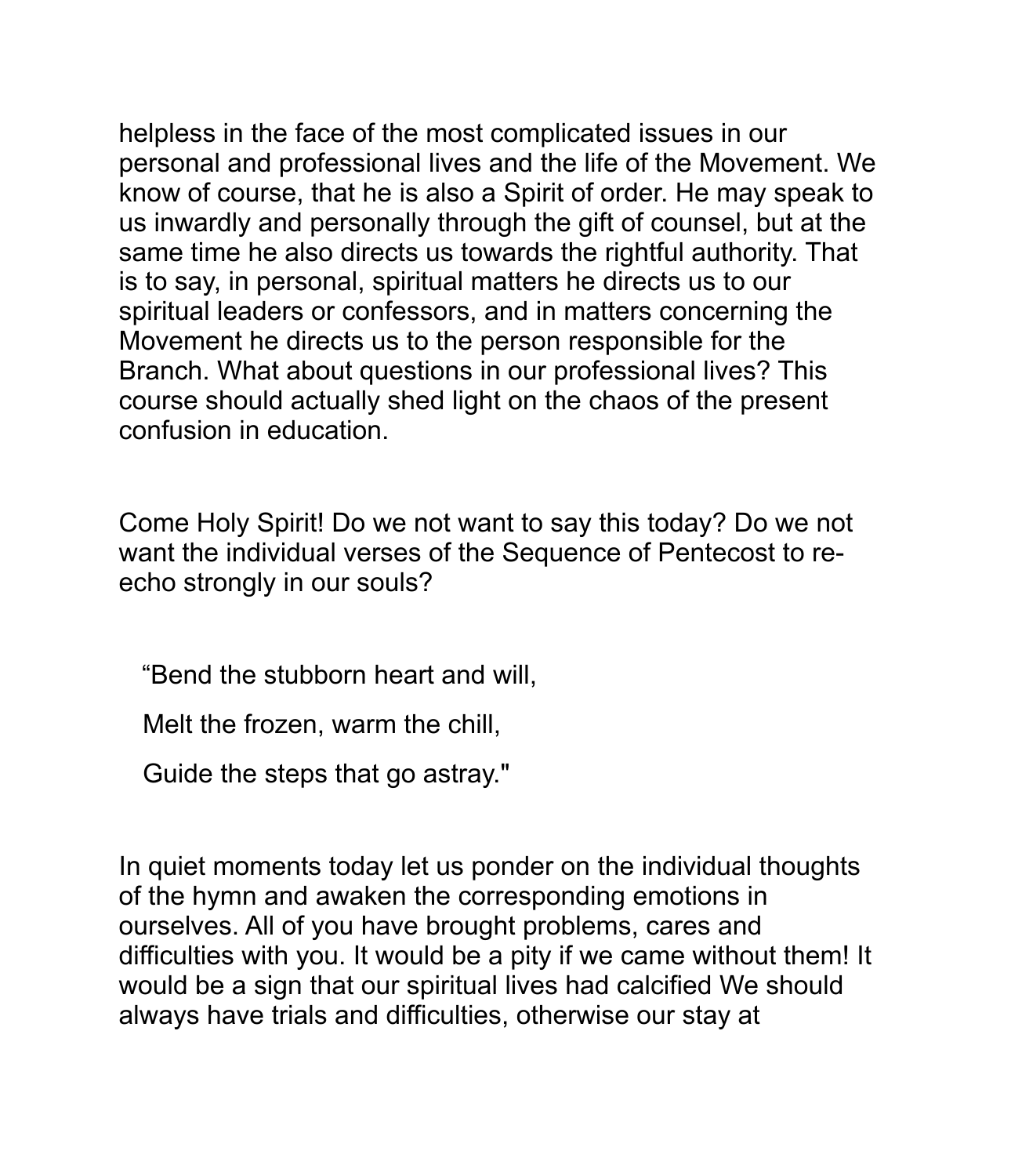helpless in the face of the most complicated issues in our personal and professional lives and the life of the Movement. We know of course, that he is also a Spirit of order. He may speak to us inwardly and personally through the gift of counsel, but at the same time he also directs us towards the rightful authority. That is to say, in personal, spiritual matters he directs us to our spiritual leaders or confessors, and in matters concerning the Movement he directs us to the person responsible for the Branch. What about questions in our professional lives? This course should actually shed light on the chaos of the present confusion in education.

Come Holy Spirit! Do we not want to say this today? Do we not want the individual verses of the Sequence of Pentecost to re-echo strongly in our souls?

> “Bend the stubborn heart and will,
>
> Melt the frozen, warm the chill,
>
> Guide the steps that go astray."

In quiet moments today let us ponder on the individual thoughts of the hymn and awaken the corresponding emotions in ourselves. All of you have brought problems, cares and difficulties with you. It would be a pity if we came without them! It would be a sign that our spiritual lives had calcified We should always have trials and difficulties, otherwise our stay at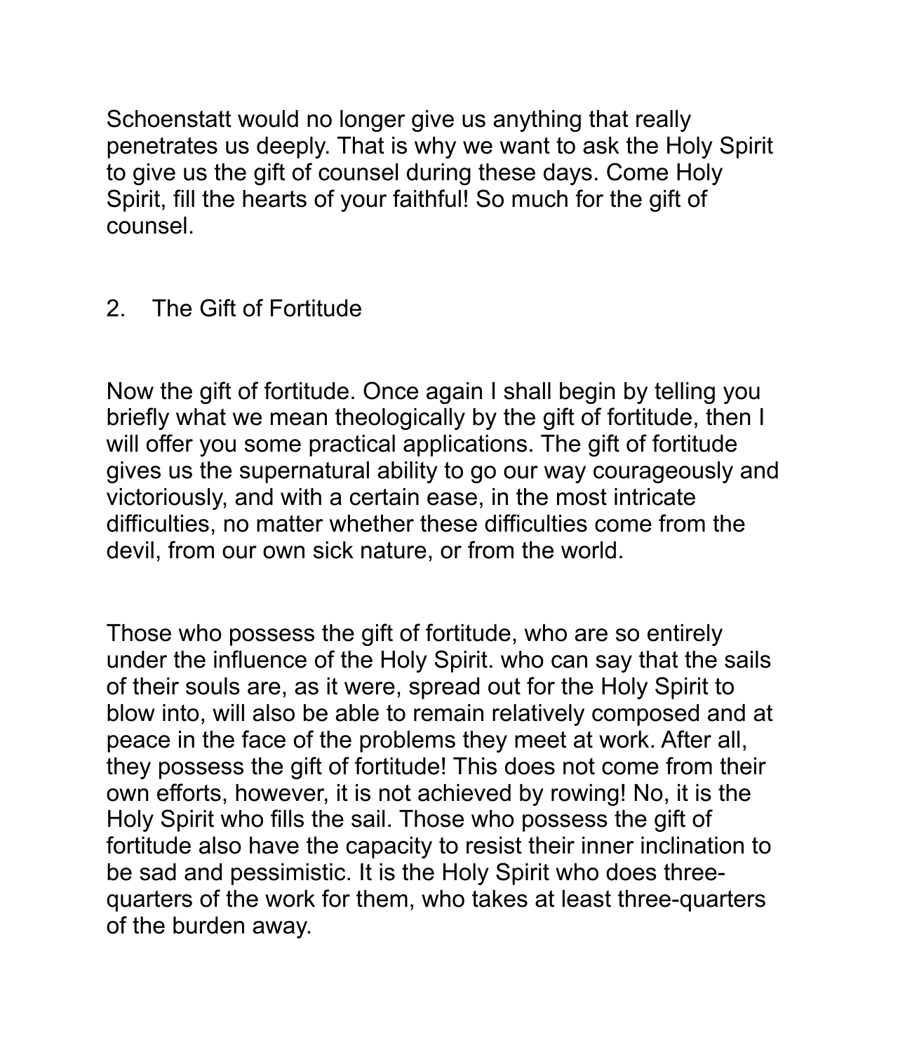Schoenstatt would no longer give us anything that really penetrates us deeply. That is why we want to ask the Holy Spirit to give us the gift of counsel during these days. Come Holy Spirit, fill the hearts of your faithful! So much for the gift of counsel.

## 2. The Gift of Fortitude

Now the gift of fortitude. Once again I shall begin by telling you briefly what we mean theologically by the gift of fortitude, then I will offer you some practical applications. The gift of fortitude gives us the supernatural ability to go our way courageously and victoriously, and with a certain ease, in the most intricate difficulties, no matter whether these difficulties come from the devil, from our own sick nature, or from the world.

Those who possess the gift of fortitude, who are so entirely under the influence of the Holy Spirit. who can say that the sails of their souls are, as it were, spread out for the Holy Spirit to blow into, will also be able to remain relatively composed and at peace in the face of the problems they meet at work. After all, they possess the gift of fortitude! This does not come from their own efforts, however, it is not achieved by rowing! No, it is the Holy Spirit who fills the sail. Those who possess the gift of fortitude also have the capacity to resist their inner inclination to be sad and pessimistic. It is the Holy Spirit who does three-quarters of the work for them, who takes at least three-quarters of the burden away.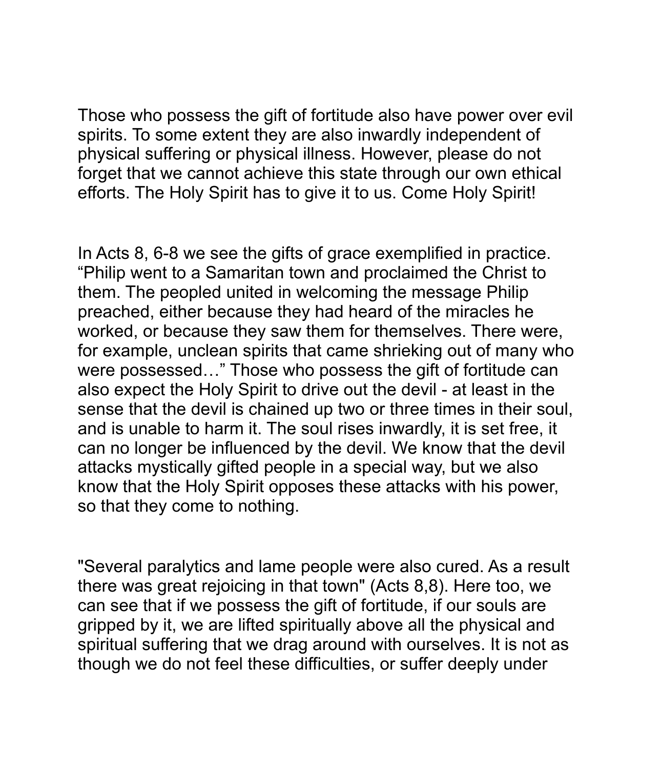Those who possess the gift of fortitude also have power over evil spirits. To some extent they are also inwardly independent of physical suffering or physical illness. However, please do not forget that we cannot achieve this state through our own ethical efforts. The Holy Spirit has to give it to us. Come Holy Spirit!

In Acts 8, 6-8 we see the gifts of grace exemplified in practice. “Philip went to a Samaritan town and proclaimed the Christ to them. The peopled united in welcoming the message Philip preached, either because they had heard of the miracles he worked, or because they saw them for themselves. There were, for example, unclean spirits that came shrieking out of many who were possessed…” Those who possess the gift of fortitude can also expect the Holy Spirit to drive out the devil - at least in the sense that the devil is chained up two or three times in their soul, and is unable to harm it. The soul rises inwardly, it is set free, it can no longer be influenced by the devil. We know that the devil attacks mystically gifted people in a special way, but we also know that the Holy Spirit opposes these attacks with his power, so that they come to nothing.

"Several paralytics and lame people were also cured. As a result there was great rejoicing in that town" (Acts 8,8). Here too, we can see that if we possess the gift of fortitude, if our souls are gripped by it, we are lifted spiritually above all the physical and spiritual suffering that we drag around with ourselves. It is not as though we do not feel these difficulties, or suffer deeply under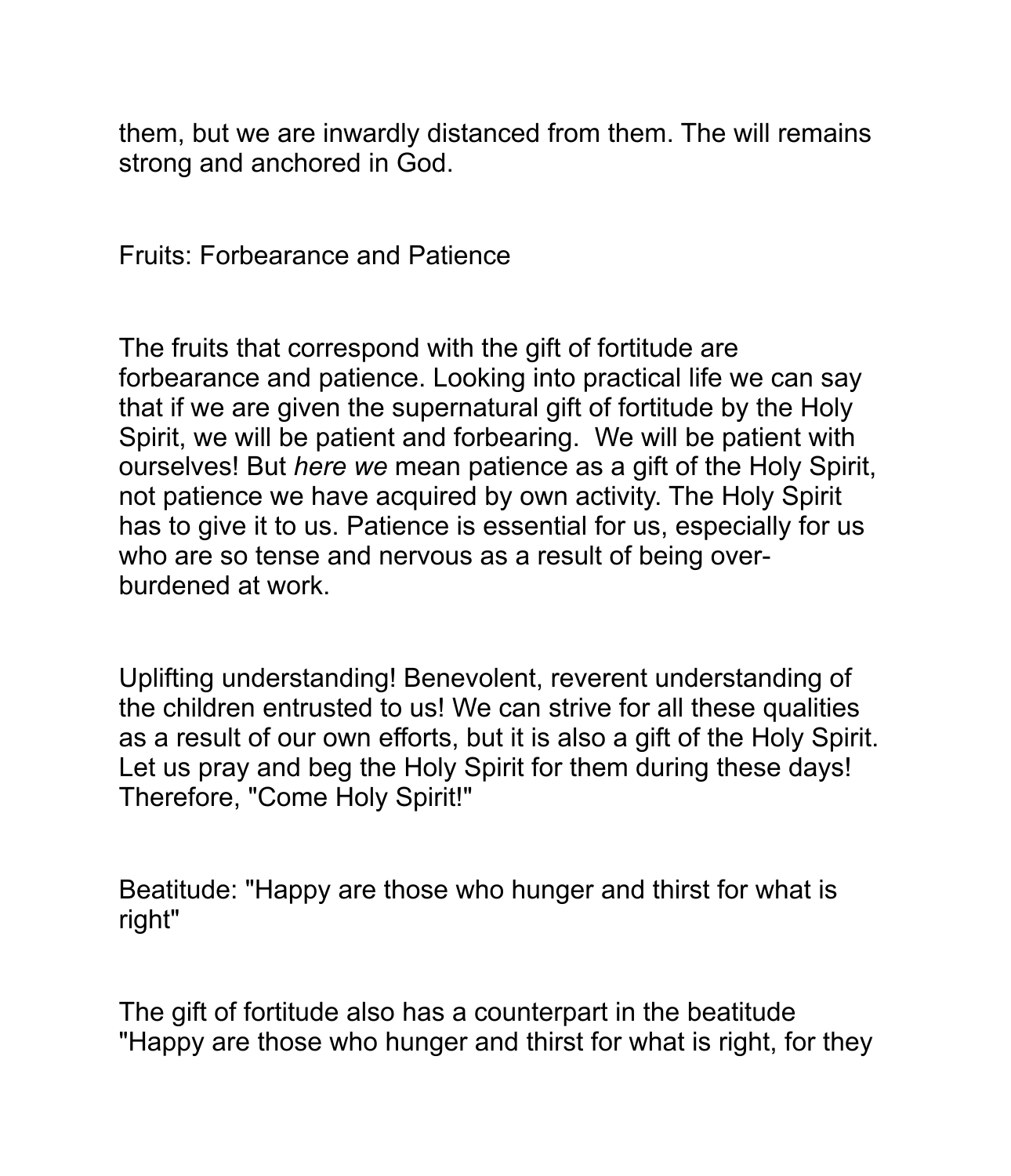them, but we are inwardly distanced from them. The will remains strong and anchored in God.

## Fruits: Forbearance and Patience

The fruits that correspond with the gift of fortitude are forbearance and patience. Looking into practical life we can say that if we are given the supernatural gift of fortitude by the Holy Spirit, we will be patient and forbearing. We will be patient with ourselves! But *here we* mean patience as a gift of the Holy Spirit, not patience we have acquired by own activity. The Holy Spirit has to give it to us. Patience is essential for us, especially for us who are so tense and nervous as a result of being over-burdened at work.

Uplifting understanding! Benevolent, reverent understanding of the children entrusted to us! We can strive for all these qualities as a result of our own efforts, but it is also a gift of the Holy Spirit. Let us pray and beg the Holy Spirit for them during these days! Therefore, "Come Holy Spirit!"

## Beatitude: "Happy are those who hunger and thirst for what is right"

The gift of fortitude also has a counterpart in the beatitude "Happy are those who hunger and thirst for what is right, for they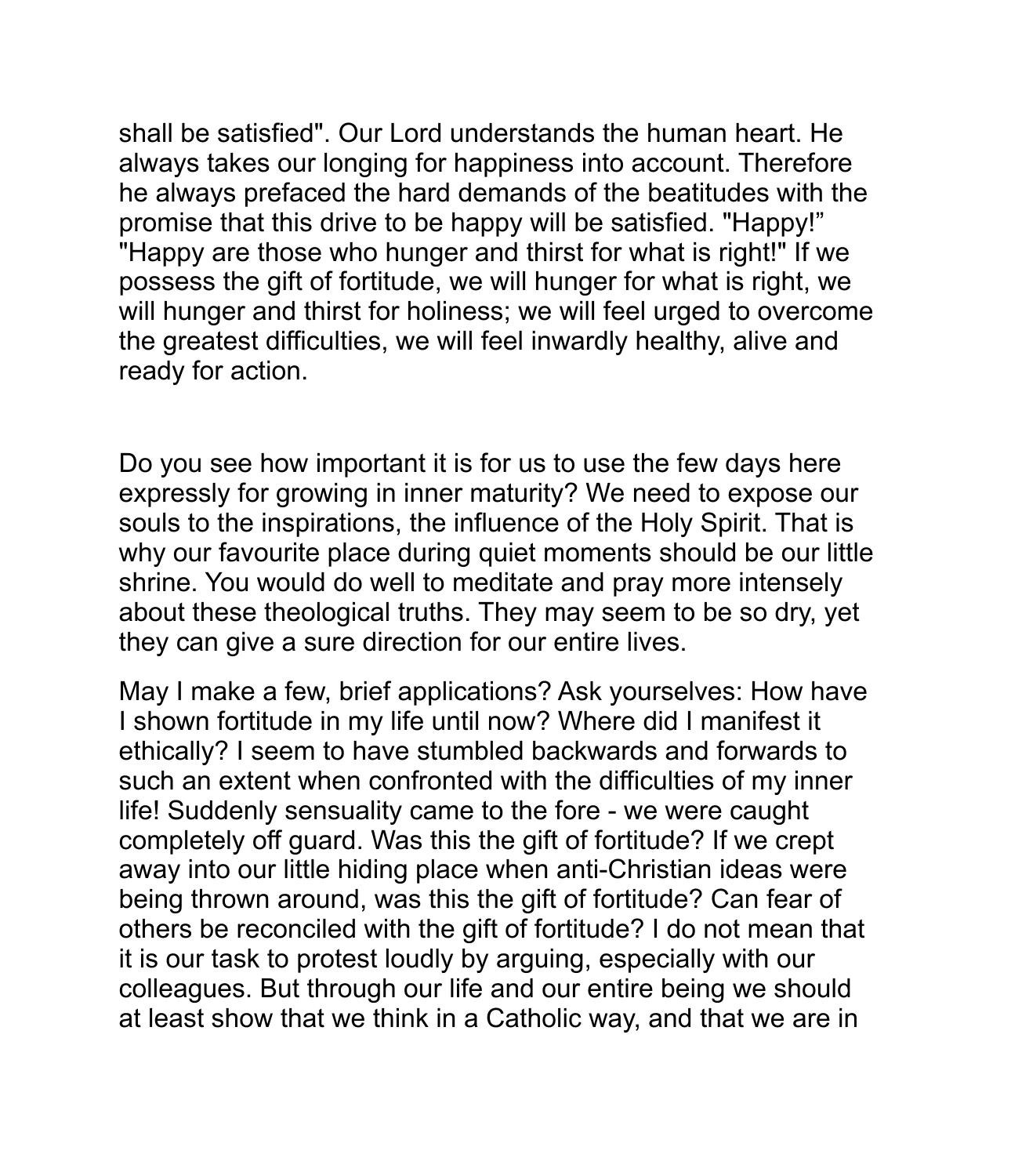shall be satisfied". Our Lord understands the human heart. He always takes our longing for happiness into account. Therefore he always prefaced the hard demands of the beatitudes with the promise that this drive to be happy will be satisfied. "Happy!" "Happy are those who hunger and thirst for what is right!" If we possess the gift of fortitude, we will hunger for what is right, we will hunger and thirst for holiness; we will feel urged to overcome the greatest difficulties, we will feel inwardly healthy, alive and ready for action.

Do you see how important it is for us to use the few days here expressly for growing in inner maturity? We need to expose our souls to the inspirations, the influence of the Holy Spirit. That is why our favourite place during quiet moments should be our little shrine. You would do well to meditate and pray more intensely about these theological truths. They may seem to be so dry, yet they can give a sure direction for our entire lives.

May I make a few, brief applications? Ask yourselves: How have I shown fortitude in my life until now? Where did I manifest it ethically? I seem to have stumbled backwards and forwards to such an extent when confronted with the difficulties of my inner life! Suddenly sensuality came to the fore - we were caught completely off guard. Was this the gift of fortitude? If we crept away into our little hiding place when anti-Christian ideas were being thrown around, was this the gift of fortitude? Can fear of others be reconciled with the gift of fortitude? I do not mean that it is our task to protest loudly by arguing, especially with our colleagues. But through our life and our entire being we should at least show that we think in a Catholic way, and that we are in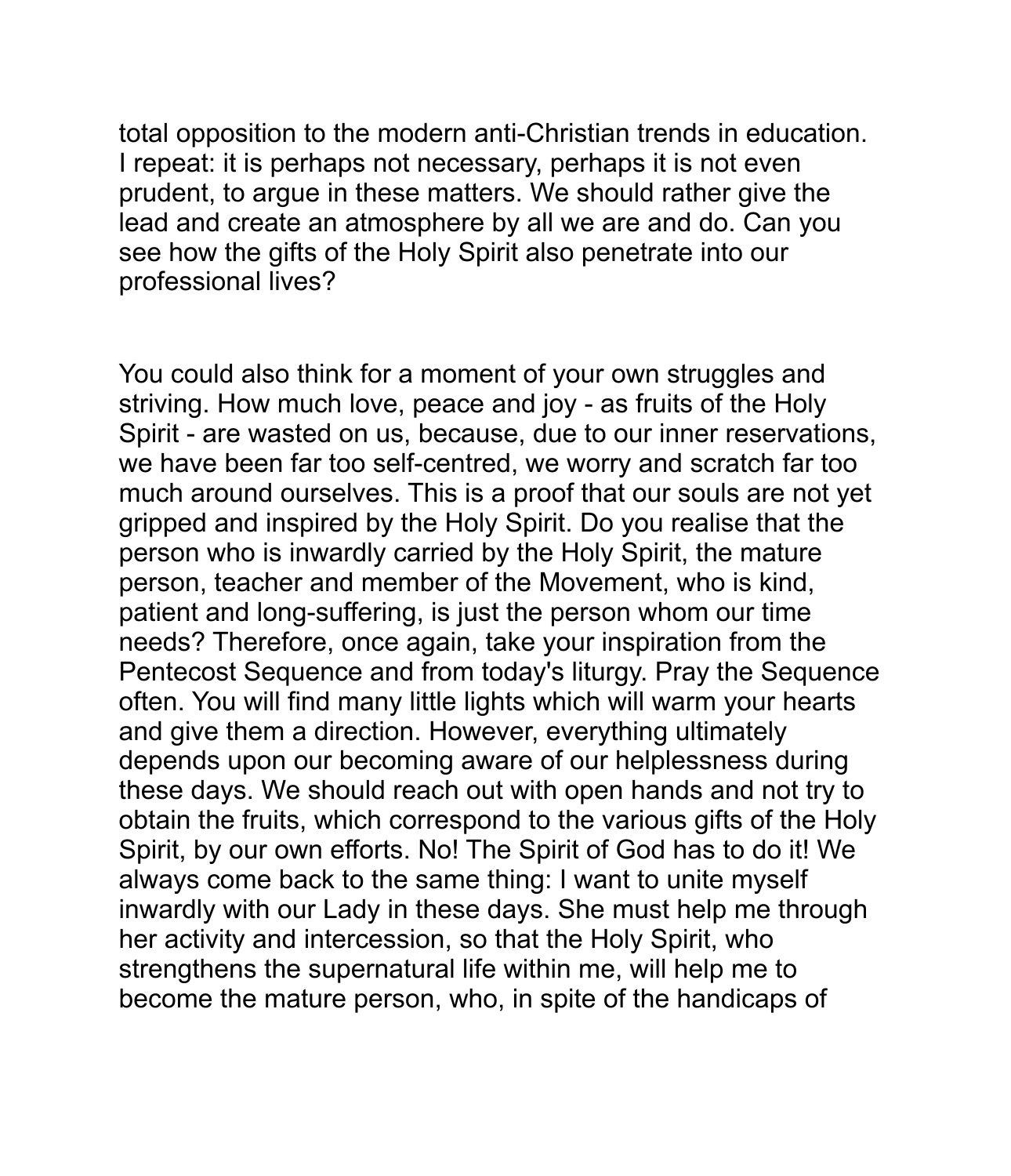total opposition to the modern anti-Christian trends in education. I repeat: it is perhaps not necessary, perhaps it is not even prudent, to argue in these matters. We should rather give the lead and create an atmosphere by all we are and do. Can you see how the gifts of the Holy Spirit also penetrate into our professional lives?

You could also think for a moment of your own struggles and striving. How much love, peace and joy - as fruits of the Holy Spirit - are wasted on us, because, due to our inner reservations, we have been far too self-centred, we worry and scratch far too much around ourselves. This is a proof that our souls are not yet gripped and inspired by the Holy Spirit. Do you realise that the person who is inwardly carried by the Holy Spirit, the mature person, teacher and member of the Movement, who is kind, patient and long-suffering, is just the person whom our time needs? Therefore, once again, take your inspiration from the Pentecost Sequence and from today's liturgy. Pray the Sequence often. You will find many little lights which will warm your hearts and give them a direction. However, everything ultimately depends upon our becoming aware of our helplessness during these days. We should reach out with open hands and not try to obtain the fruits, which correspond to the various gifts of the Holy Spirit, by our own efforts. No! The Spirit of God has to do it! We always come back to the same thing: I want to unite myself inwardly with our Lady in these days. She must help me through her activity and intercession, so that the Holy Spirit, who strengthens the supernatural life within me, will help me to become the mature person, who, in spite of the handicaps of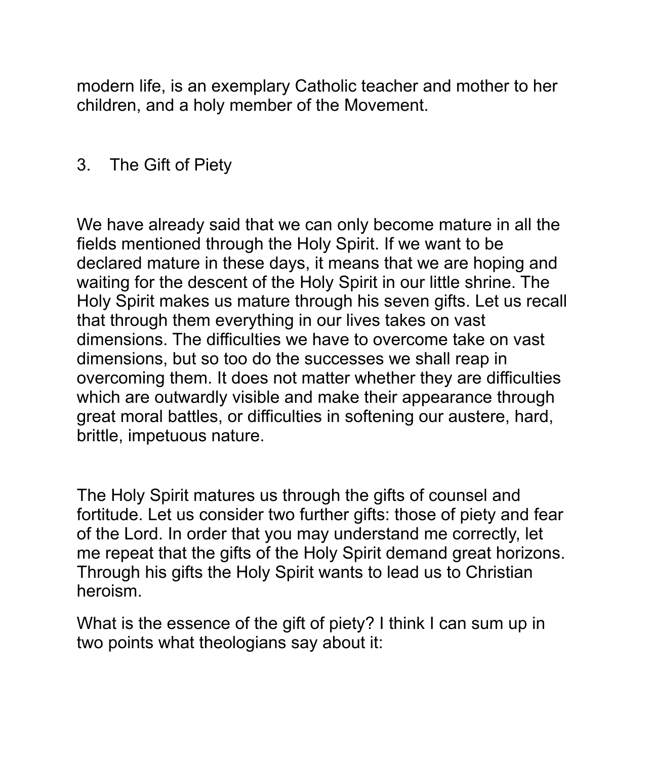modern life, is an exemplary Catholic teacher and mother to her children, and a holy member of the Movement.

## 3. The Gift of Piety

We have already said that we can only become mature in all the fields mentioned through the Holy Spirit. If we want to be declared mature in these days, it means that we are hoping and waiting for the descent of the Holy Spirit in our little shrine. The Holy Spirit makes us mature through his seven gifts. Let us recall that through them everything in our lives takes on vast dimensions. The difficulties we have to overcome take on vast dimensions, but so too do the successes we shall reap in overcoming them. It does not matter whether they are difficulties which are outwardly visible and make their appearance through great moral battles, or difficulties in softening our austere, hard, brittle, impetuous nature.

The Holy Spirit matures us through the gifts of counsel and fortitude. Let us consider two further gifts: those of piety and fear of the Lord. In order that you may understand me correctly, let me repeat that the gifts of the Holy Spirit demand great horizons. Through his gifts the Holy Spirit wants to lead us to Christian heroism.

What is the essence of the gift of piety? I think I can sum up in two points what theologians say about it: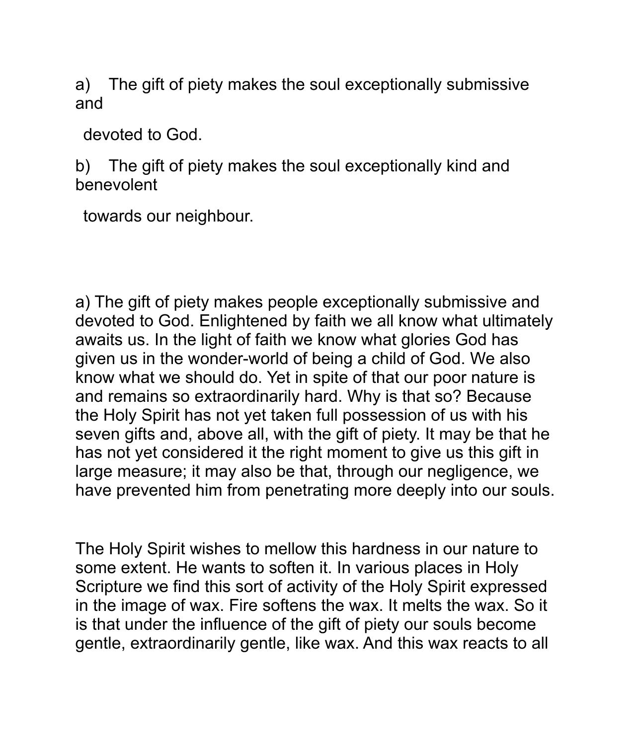a) The gift of piety makes the soul exceptionally submissive and devoted to God.

b) The gift of piety makes the soul exceptionally kind and benevolent towards our neighbour.

a) The gift of piety makes people exceptionally submissive and devoted to God. Enlightened by faith we all know what ultimately awaits us. In the light of faith we know what glories God has given us in the wonder-world of being a child of God. We also know what we should do. Yet in spite of that our poor nature is and remains so extraordinarily hard. Why is that so? Because the Holy Spirit has not yet taken full possession of us with his seven gifts and, above all, with the gift of piety. It may be that he has not yet considered it the right moment to give us this gift in large measure; it may also be that, through our negligence, we have prevented him from penetrating more deeply into our souls.

The Holy Spirit wishes to mellow this hardness in our nature to some extent. He wants to soften it. In various places in Holy Scripture we find this sort of activity of the Holy Spirit expressed in the image of wax. Fire softens the wax. It melts the wax. So it is that under the influence of the gift of piety our souls become gentle, extraordinarily gentle, like wax. And this wax reacts to all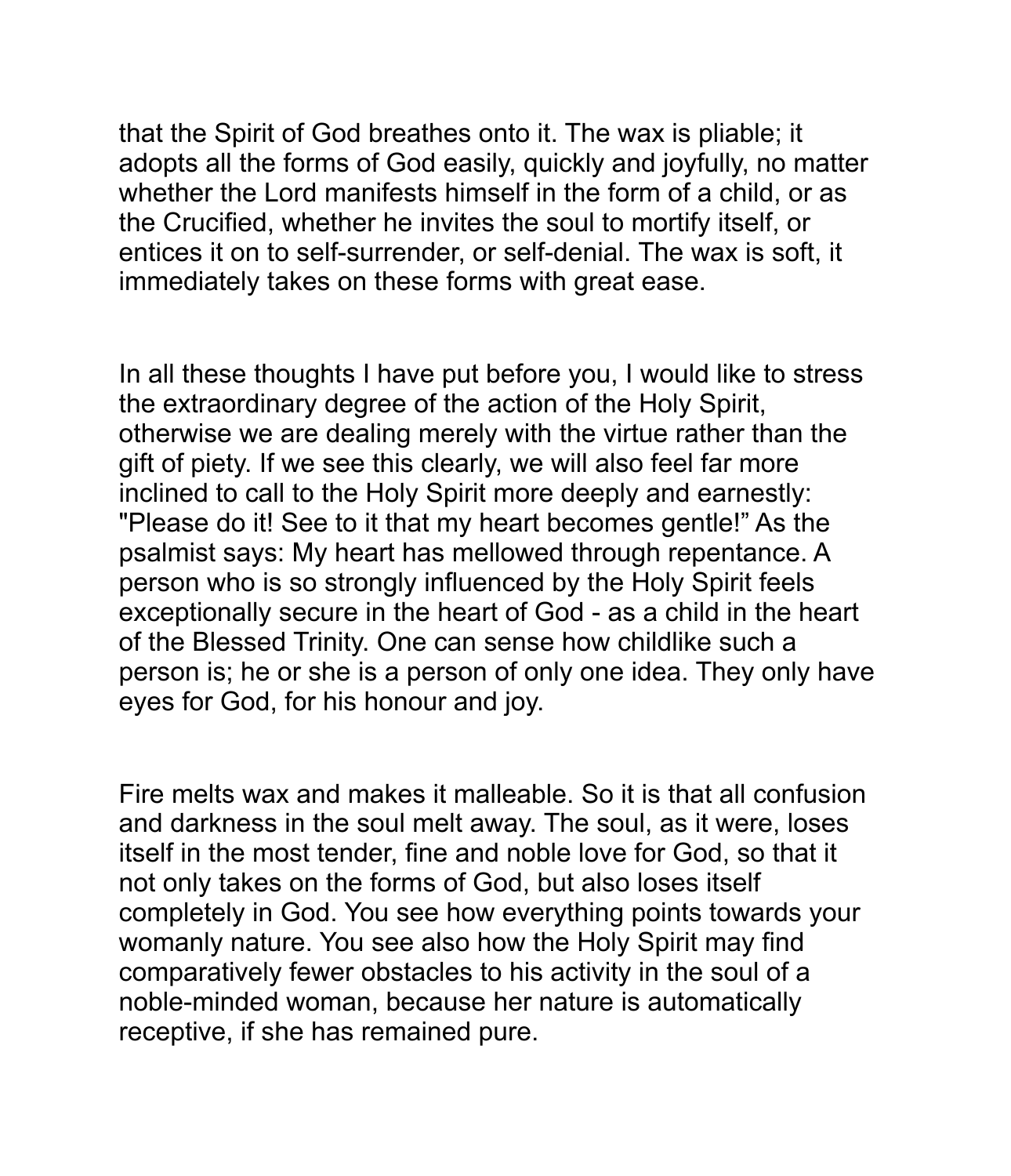that the Spirit of God breathes onto it. The wax is pliable; it adopts all the forms of God easily, quickly and joyfully, no matter whether the Lord manifests himself in the form of a child, or as the Crucified, whether he invites the soul to mortify itself, or entices it on to self-surrender, or self-denial. The wax is soft, it immediately takes on these forms with great ease.

In all these thoughts I have put before you, I would like to stress the extraordinary degree of the action of the Holy Spirit, otherwise we are dealing merely with the virtue rather than the gift of piety. If we see this clearly, we will also feel far more inclined to call to the Holy Spirit more deeply and earnestly: "Please do it! See to it that my heart becomes gentle!" As the psalmist says: My heart has mellowed through repentance. A person who is so strongly influenced by the Holy Spirit feels exceptionally secure in the heart of God - as a child in the heart of the Blessed Trinity. One can sense how childlike such a person is; he or she is a person of only one idea. They only have eyes for God, for his honour and joy.

Fire melts wax and makes it malleable. So it is that all confusion and darkness in the soul melt away. The soul, as it were, loses itself in the most tender, fine and noble love for God, so that it not only takes on the forms of God, but also loses itself completely in God. You see how everything points towards your womanly nature. You see also how the Holy Spirit may find comparatively fewer obstacles to his activity in the soul of a noble-minded woman, because her nature is automatically receptive, if she has remained pure.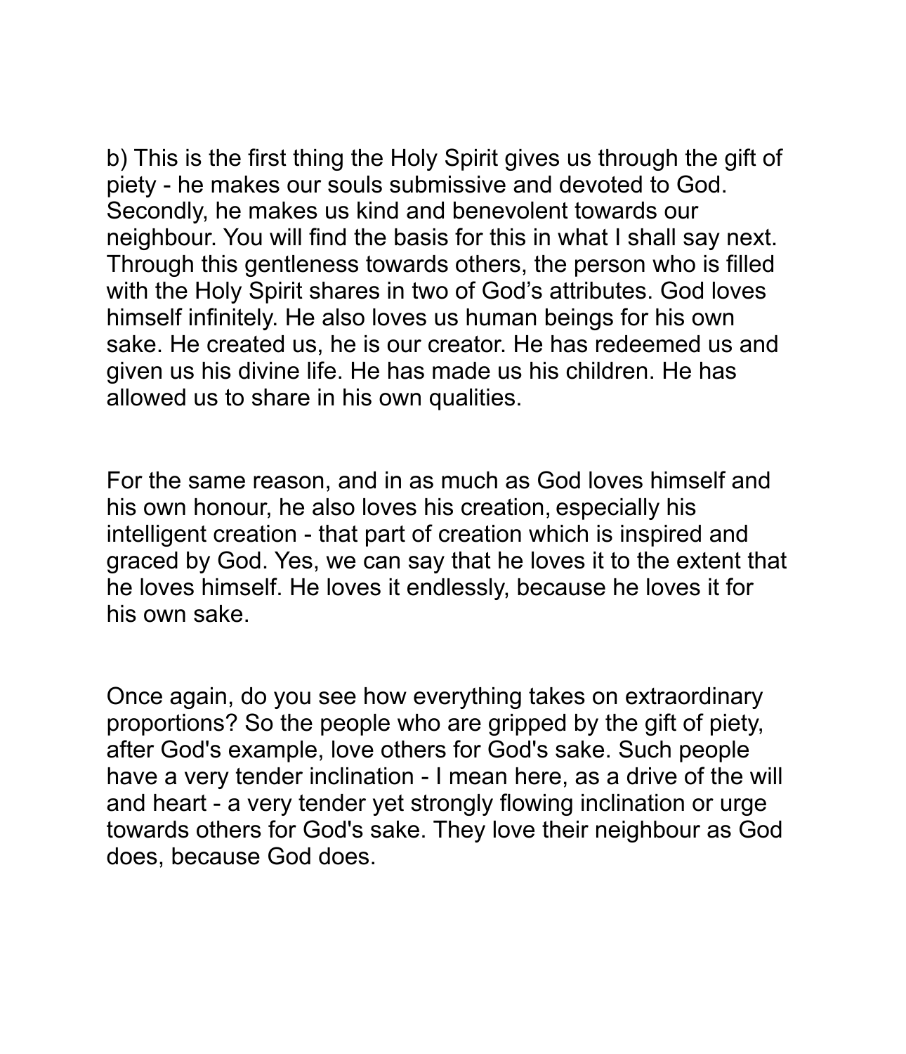b) This is the first thing the Holy Spirit gives us through the gift of piety - he makes our souls submissive and devoted to God. Secondly, he makes us kind and benevolent towards our neighbour. You will find the basis for this in what I shall say next. Through this gentleness towards others, the person who is filled with the Holy Spirit shares in two of God's attributes. God loves himself infinitely. He also loves us human beings for his own sake. He created us, he is our creator. He has redeemed us and given us his divine life. He has made us his children. He has allowed us to share in his own qualities.

For the same reason, and in as much as God loves himself and his own honour, he also loves his creation, especially his intelligent creation - that part of creation which is inspired and graced by God. Yes, we can say that he loves it to the extent that he loves himself. He loves it endlessly, because he loves it for his own sake.

Once again, do you see how everything takes on extraordinary proportions? So the people who are gripped by the gift of piety, after God's example, love others for God's sake. Such people have a very tender inclination - I mean here, as a drive of the will and heart - a very tender yet strongly flowing inclination or urge towards others for God's sake. They love their neighbour as God does, because God does.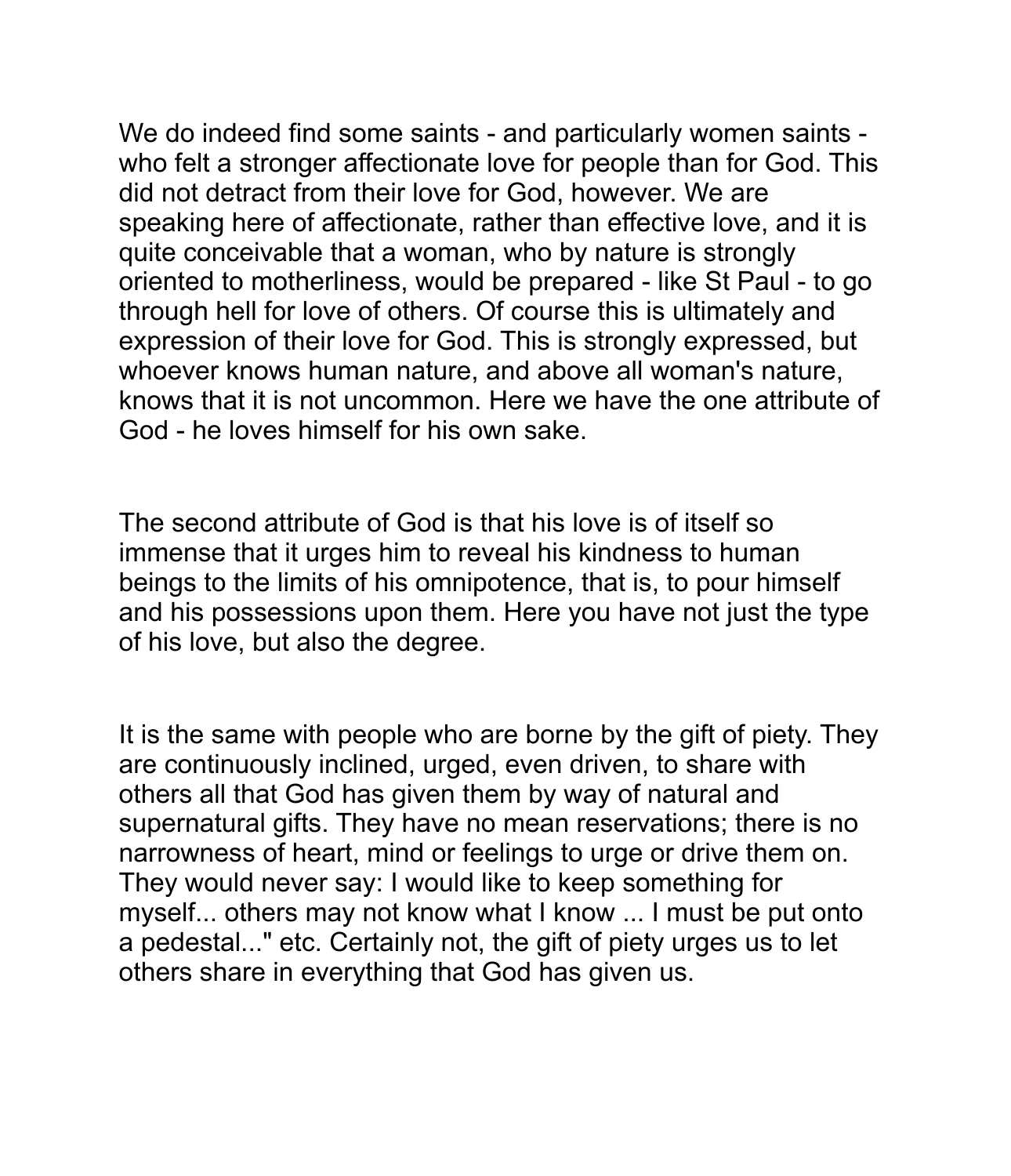We do indeed find some saints - and particularly women saints - who felt a stronger affectionate love for people than for God. This did not detract from their love for God, however. We are speaking here of affectionate, rather than effective love, and it is quite conceivable that a woman, who by nature is strongly oriented to motherliness, would be prepared - like St Paul - to go through hell for love of others. Of course this is ultimately and expression of their love for God. This is strongly expressed, but whoever knows human nature, and above all woman's nature, knows that it is not uncommon. Here we have the one attribute of God - he loves himself for his own sake.

The second attribute of God is that his love is of itself so immense that it urges him to reveal his kindness to human beings to the limits of his omnipotence, that is, to pour himself and his possessions upon them. Here you have not just the type of his love, but also the degree.

It is the same with people who are borne by the gift of piety. They are continuously inclined, urged, even driven, to share with others all that God has given them by way of natural and supernatural gifts. They have no mean reservations; there is no narrowness of heart, mind or feelings to urge or drive them on. They would never say: I would like to keep something for myself... others may not know what I know ... I must be put onto a pedestal..." etc. Certainly not, the gift of piety urges us to let others share in everything that God has given us.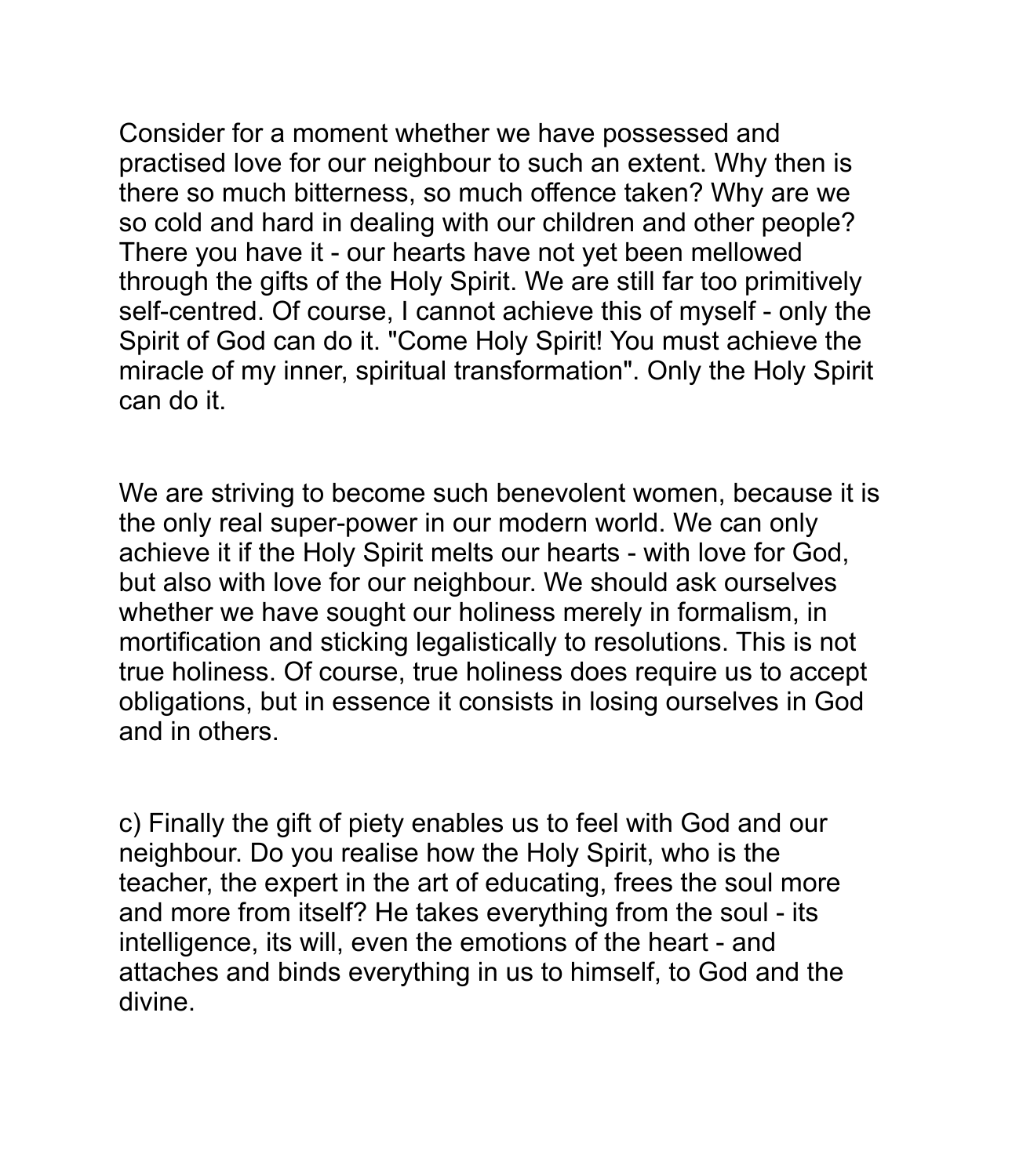Consider for a moment whether we have possessed and practised love for our neighbour to such an extent. Why then is there so much bitterness, so much offence taken? Why are we so cold and hard in dealing with our children and other people? There you have it - our hearts have not yet been mellowed through the gifts of the Holy Spirit. We are still far too primitively self-centred. Of course, I cannot achieve this of myself - only the Spirit of God can do it. "Come Holy Spirit! You must achieve the miracle of my inner, spiritual transformation". Only the Holy Spirit can do it.

We are striving to become such benevolent women, because it is the only real super-power in our modern world. We can only achieve it if the Holy Spirit melts our hearts - with love for God, but also with love for our neighbour. We should ask ourselves whether we have sought our holiness merely in formalism, in mortification and sticking legalistically to resolutions. This is not true holiness. Of course, true holiness does require us to accept obligations, but in essence it consists in losing ourselves in God and in others.

c) Finally the gift of piety enables us to feel with God and our neighbour. Do you realise how the Holy Spirit, who is the teacher, the expert in the art of educating, frees the soul more and more from itself? He takes everything from the soul - its intelligence, its will, even the emotions of the heart - and attaches and binds everything in us to himself, to God and the divine.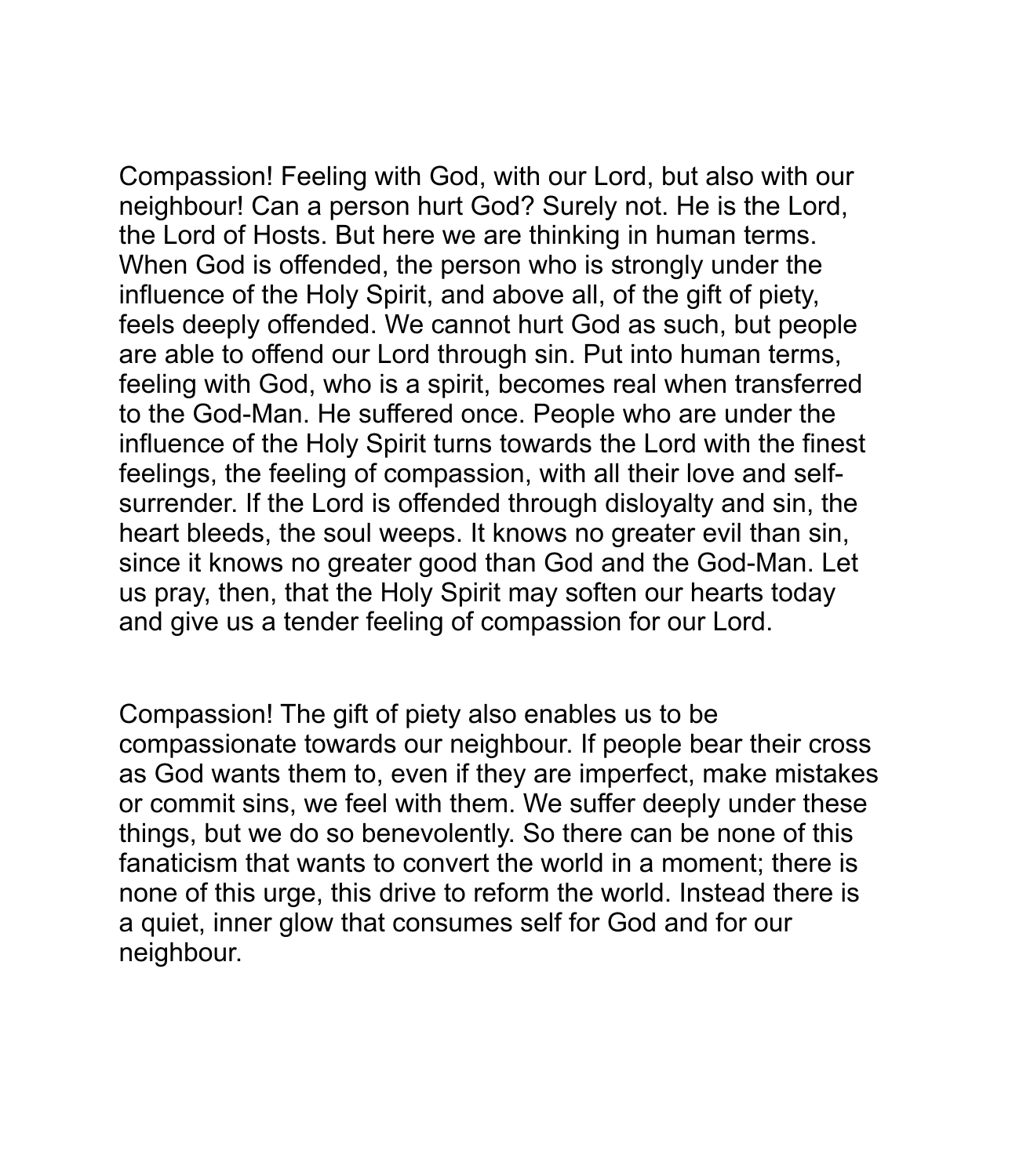Compassion! Feeling with God, with our Lord, but also with our neighbour! Can a person hurt God? Surely not. He is the Lord, the Lord of Hosts. But here we are thinking in human terms. When God is offended, the person who is strongly under the influence of the Holy Spirit, and above all, of the gift of piety, feels deeply offended. We cannot hurt God as such, but people are able to offend our Lord through sin. Put into human terms, feeling with God, who is a spirit, becomes real when transferred to the God-Man. He suffered once. People who are under the influence of the Holy Spirit turns towards the Lord with the finest feelings, the feeling of compassion, with all their love and self-surrender. If the Lord is offended through disloyalty and sin, the heart bleeds, the soul weeps. It knows no greater evil than sin, since it knows no greater good than God and the God-Man. Let us pray, then, that the Holy Spirit may soften our hearts today and give us a tender feeling of compassion for our Lord.

Compassion! The gift of piety also enables us to be compassionate towards our neighbour. If people bear their cross as God wants them to, even if they are imperfect, make mistakes or commit sins, we feel with them. We suffer deeply under these things, but we do so benevolently. So there can be none of this fanaticism that wants to convert the world in a moment; there is none of this urge, this drive to reform the world. Instead there is a quiet, inner glow that consumes self for God and for our neighbour.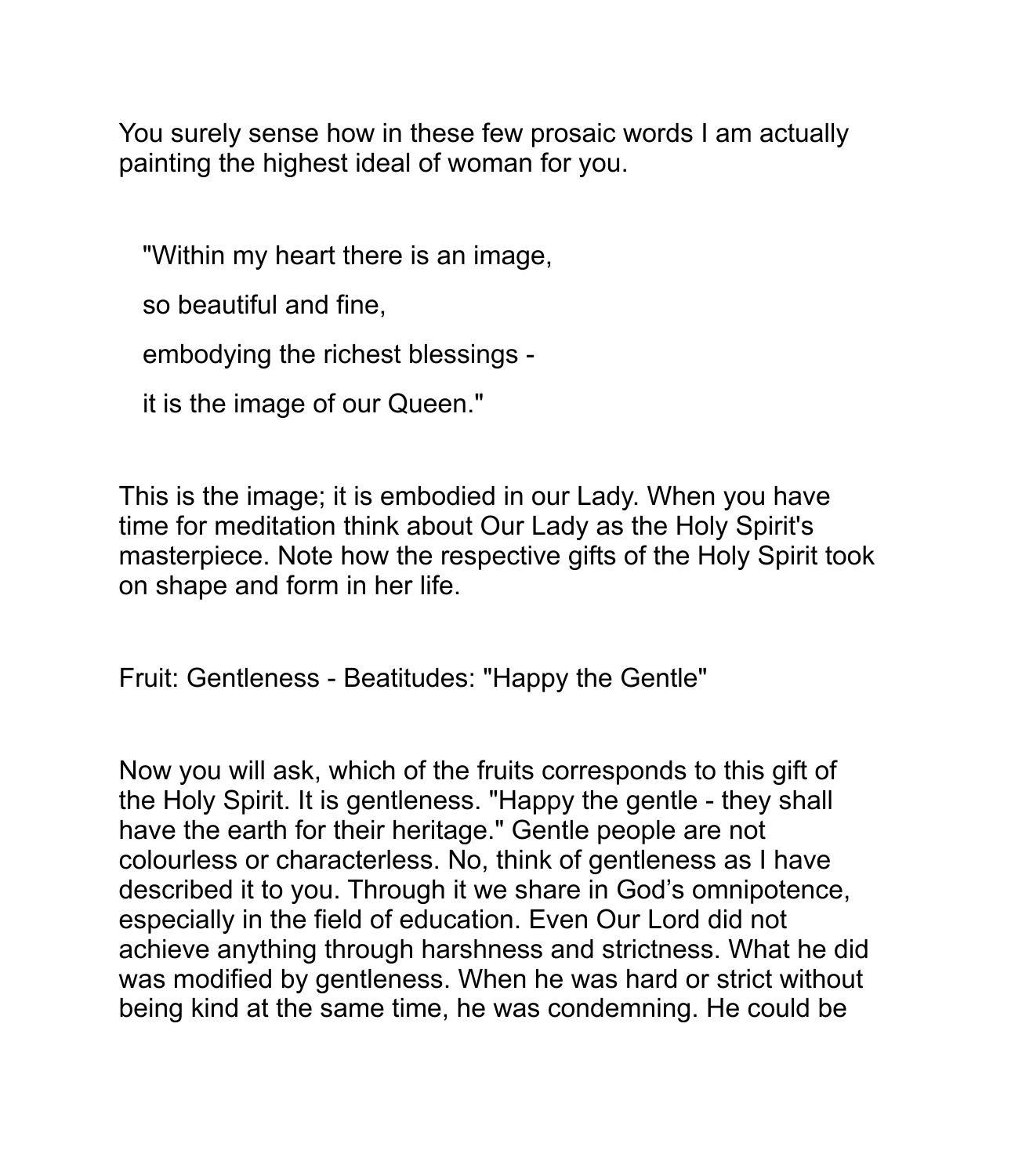You surely sense how in these few prosaic words I am actually painting the highest ideal of woman for you.

> "Within my heart there is an image,
>
> so beautiful and fine,
>
> embodying the richest blessings -
>
> it is the image of our Queen."

This is the image; it is embodied in our Lady. When you have time for meditation think about Our Lady as the Holy Spirit's masterpiece. Note how the respective gifts of the Holy Spirit took on shape and form in her life.

## Fruit: Gentleness - Beatitudes: "Happy the Gentle"

Now you will ask, which of the fruits corresponds to this gift of the Holy Spirit. It is gentleness. "Happy the gentle - they shall have the earth for their heritage." Gentle people are not colourless or characterless. No, think of gentleness as I have described it to you. Through it we share in God's omnipotence, especially in the field of education. Even Our Lord did not achieve anything through harshness and strictness. What he did was modified by gentleness. When he was hard or strict without being kind at the same time, he was condemning. He could be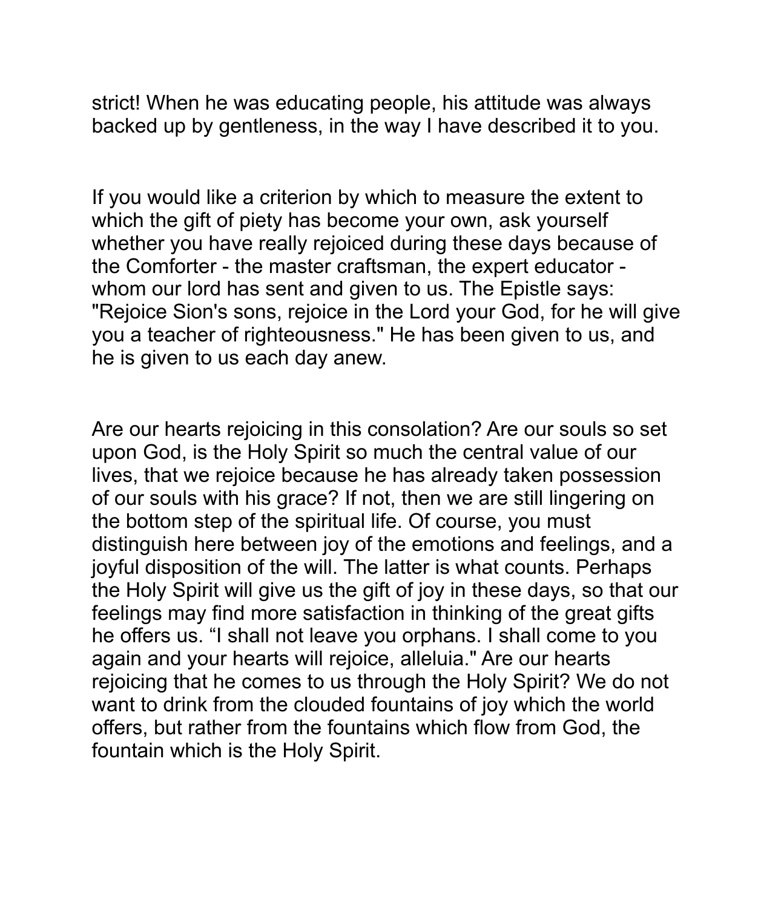strict! When he was educating people, his attitude was always backed up by gentleness, in the way I have described it to you.

If you would like a criterion by which to measure the extent to which the gift of piety has become your own, ask yourself whether you have really rejoiced during these days because of the Comforter - the master craftsman, the expert educator - whom our lord has sent and given to us. The Epistle says: "Rejoice Sion's sons, rejoice in the Lord your God, for he will give you a teacher of righteousness." He has been given to us, and he is given to us each day anew.

Are our hearts rejoicing in this consolation? Are our souls so set upon God, is the Holy Spirit so much the central value of our lives, that we rejoice because he has already taken possession of our souls with his grace? If not, then we are still lingering on the bottom step of the spiritual life. Of course, you must distinguish here between joy of the emotions and feelings, and a joyful disposition of the will. The latter is what counts. Perhaps the Holy Spirit will give us the gift of joy in these days, so that our feelings may find more satisfaction in thinking of the great gifts he offers us. "I shall not leave you orphans. I shall come to you again and your hearts will rejoice, alleluia." Are our hearts rejoicing that he comes to us through the Holy Spirit? We do not want to drink from the clouded fountains of joy which the world offers, but rather from the fountains which flow from God, the fountain which is the Holy Spirit.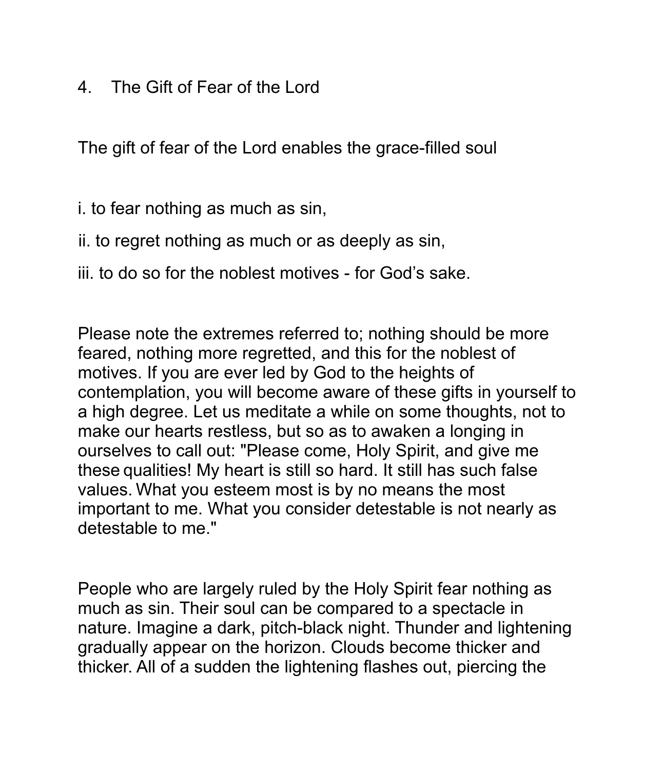## 4. The Gift of Fear of the Lord

The gift of fear of the Lord enables the grace-filled soul

i. to fear nothing as much as sin,

ii. to regret nothing as much or as deeply as sin,

iii. to do so for the noblest motives - for God's sake.

Please note the extremes referred to; nothing should be more feared, nothing more regretted, and this for the noblest of motives. If you are ever led by God to the heights of contemplation, you will become aware of these gifts in yourself to a high degree. Let us meditate a while on some thoughts, not to make our hearts restless, but so as to awaken a longing in ourselves to call out: "Please come, Holy Spirit, and give me these qualities! My heart is still so hard. It still has such false values. What you esteem most is by no means the most important to me. What you consider detestable is not nearly as detestable to me."

People who are largely ruled by the Holy Spirit fear nothing as much as sin. Their soul can be compared to a spectacle in nature. Imagine a dark, pitch-black night. Thunder and lightening gradually appear on the horizon. Clouds become thicker and thicker. All of a sudden the lightening flashes out, piercing the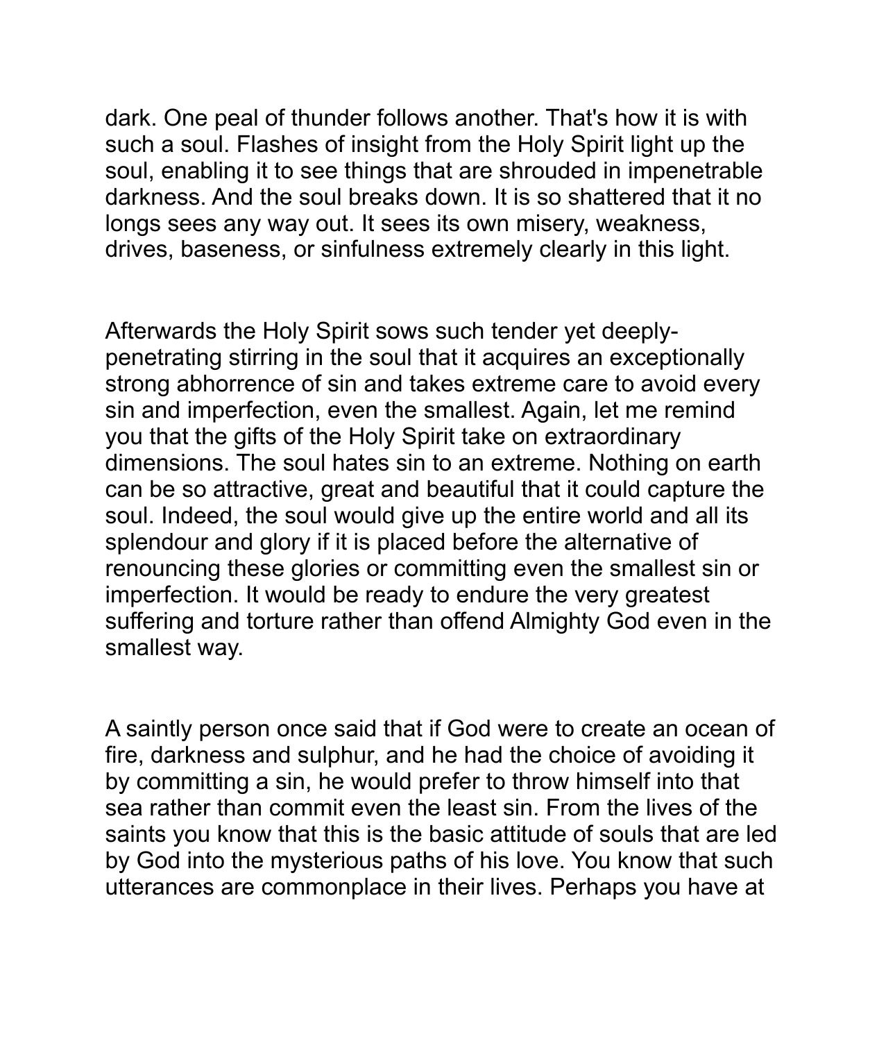dark. One peal of thunder follows another. That's how it is with such a soul. Flashes of insight from the Holy Spirit light up the soul, enabling it to see things that are shrouded in impenetrable darkness. And the soul breaks down. It is so shattered that it no longs sees any way out. It sees its own misery, weakness, drives, baseness, or sinfulness extremely clearly in this light.

Afterwards the Holy Spirit sows such tender yet deeply-penetrating stirring in the soul that it acquires an exceptionally strong abhorrence of sin and takes extreme care to avoid every sin and imperfection, even the smallest. Again, let me remind you that the gifts of the Holy Spirit take on extraordinary dimensions. The soul hates sin to an extreme. Nothing on earth can be so attractive, great and beautiful that it could capture the soul. Indeed, the soul would give up the entire world and all its splendour and glory if it is placed before the alternative of renouncing these glories or committing even the smallest sin or imperfection. It would be ready to endure the very greatest suffering and torture rather than offend Almighty God even in the smallest way.

A saintly person once said that if God were to create an ocean of fire, darkness and sulphur, and he had the choice of avoiding it by committing a sin, he would prefer to throw himself into that sea rather than commit even the least sin. From the lives of the saints you know that this is the basic attitude of souls that are led by God into the mysterious paths of his love. You know that such utterances are commonplace in their lives. Perhaps you have at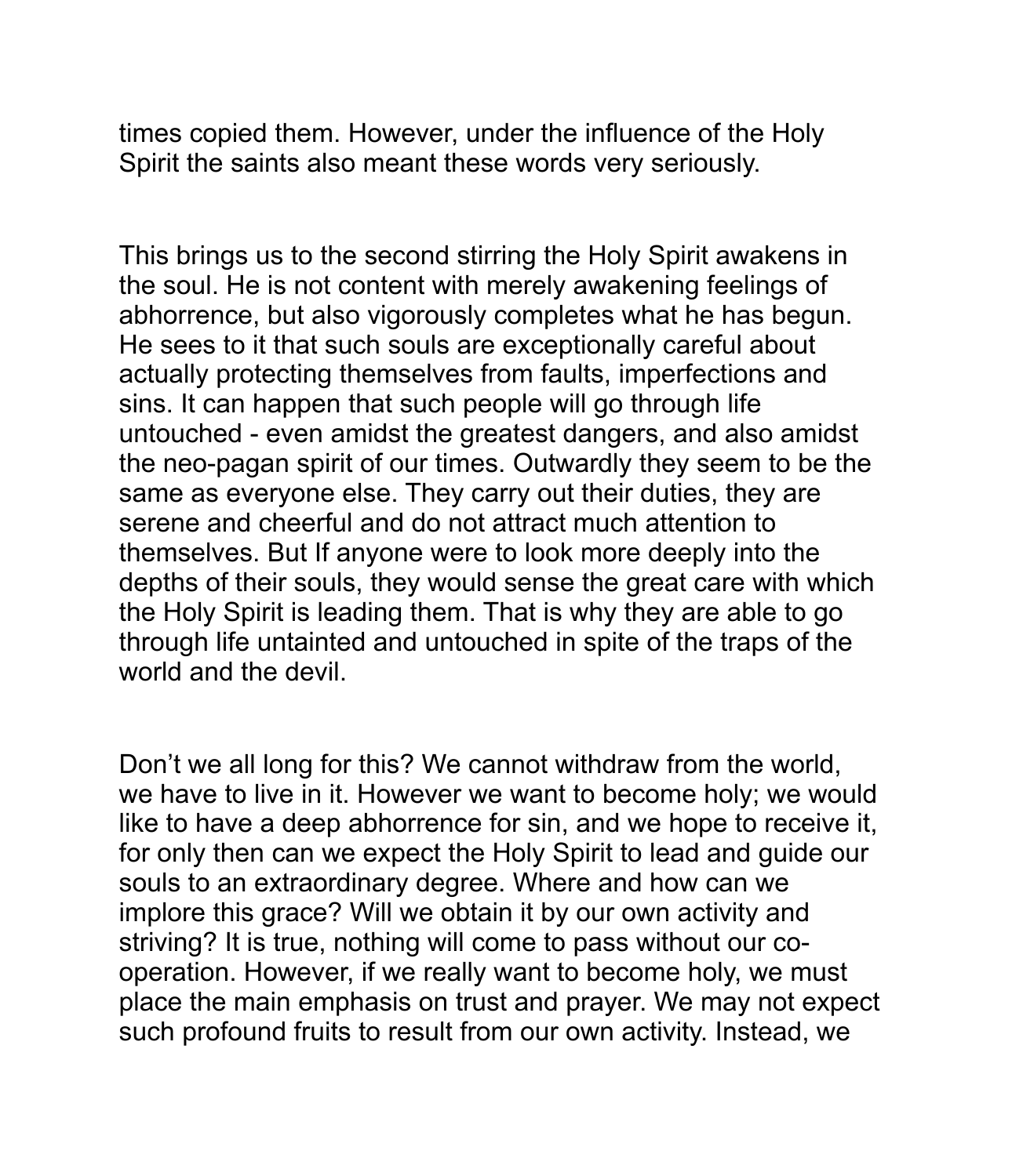times copied them. However, under the influence of the Holy Spirit the saints also meant these words very seriously.

This brings us to the second stirring the Holy Spirit awakens in the soul. He is not content with merely awakening feelings of abhorrence, but also vigorously completes what he has begun. He sees to it that such souls are exceptionally careful about actually protecting themselves from faults, imperfections and sins. It can happen that such people will go through life untouched - even amidst the greatest dangers, and also amidst the neo-pagan spirit of our times. Outwardly they seem to be the same as everyone else. They carry out their duties, they are serene and cheerful and do not attract much attention to themselves. But If anyone were to look more deeply into the depths of their souls, they would sense the great care with which the Holy Spirit is leading them. That is why they are able to go through life untainted and untouched in spite of the traps of the world and the devil.

Don't we all long for this? We cannot withdraw from the world, we have to live in it. However we want to become holy; we would like to have a deep abhorrence for sin, and we hope to receive it, for only then can we expect the Holy Spirit to lead and guide our souls to an extraordinary degree. Where and how can we implore this grace? Will we obtain it by our own activity and striving? It is true, nothing will come to pass without our co-operation. However, if we really want to become holy, we must place the main emphasis on trust and prayer. We may not expect such profound fruits to result from our own activity. Instead, we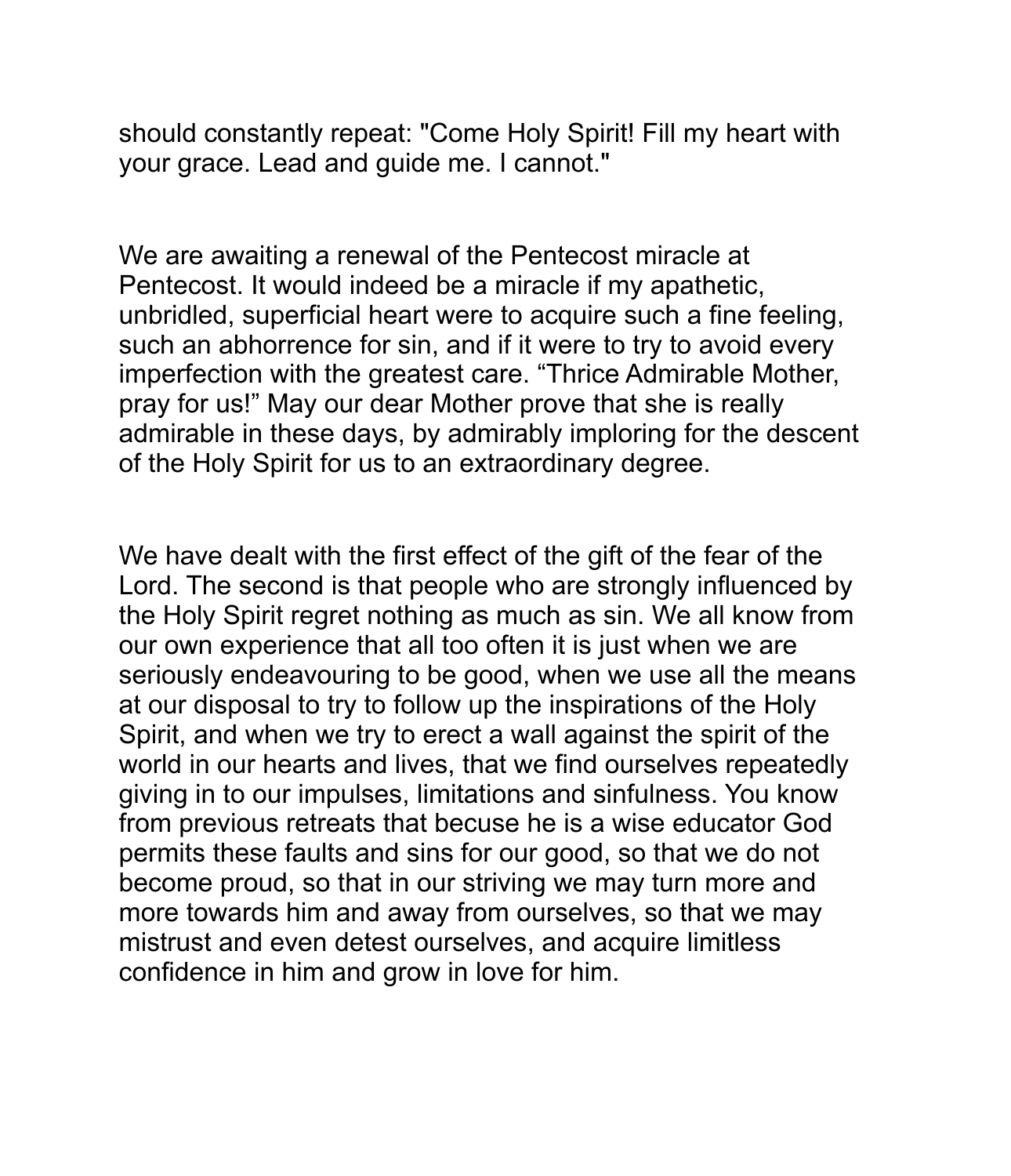should constantly repeat: "Come Holy Spirit! Fill my heart with your grace. Lead and guide me. I cannot."

We are awaiting a renewal of the Pentecost miracle at Pentecost. It would indeed be a miracle if my apathetic, unbridled, superficial heart were to acquire such a fine feeling, such an abhorrence for sin, and if it were to try to avoid every imperfection with the greatest care. “Thrice Admirable Mother, pray for us!” May our dear Mother prove that she is really admirable in these days, by admirably imploring for the descent of the Holy Spirit for us to an extraordinary degree.

We have dealt with the first effect of the gift of the fear of the Lord. The second is that people who are strongly influenced by the Holy Spirit regret nothing as much as sin. We all know from our own experience that all too often it is just when we are seriously endeavouring to be good, when we use all the means at our disposal to try to follow up the inspirations of the Holy Spirit, and when we try to erect a wall against the spirit of the world in our hearts and lives, that we find ourselves repeatedly giving in to our impulses, limitations and sinfulness. You know from previous retreats that becuse he is a wise educator God permits these faults and sins for our good, so that we do not become proud, so that in our striving we may turn more and more towards him and away from ourselves, so that we may mistrust and even detest ourselves, and acquire limitless confidence in him and grow in love for him.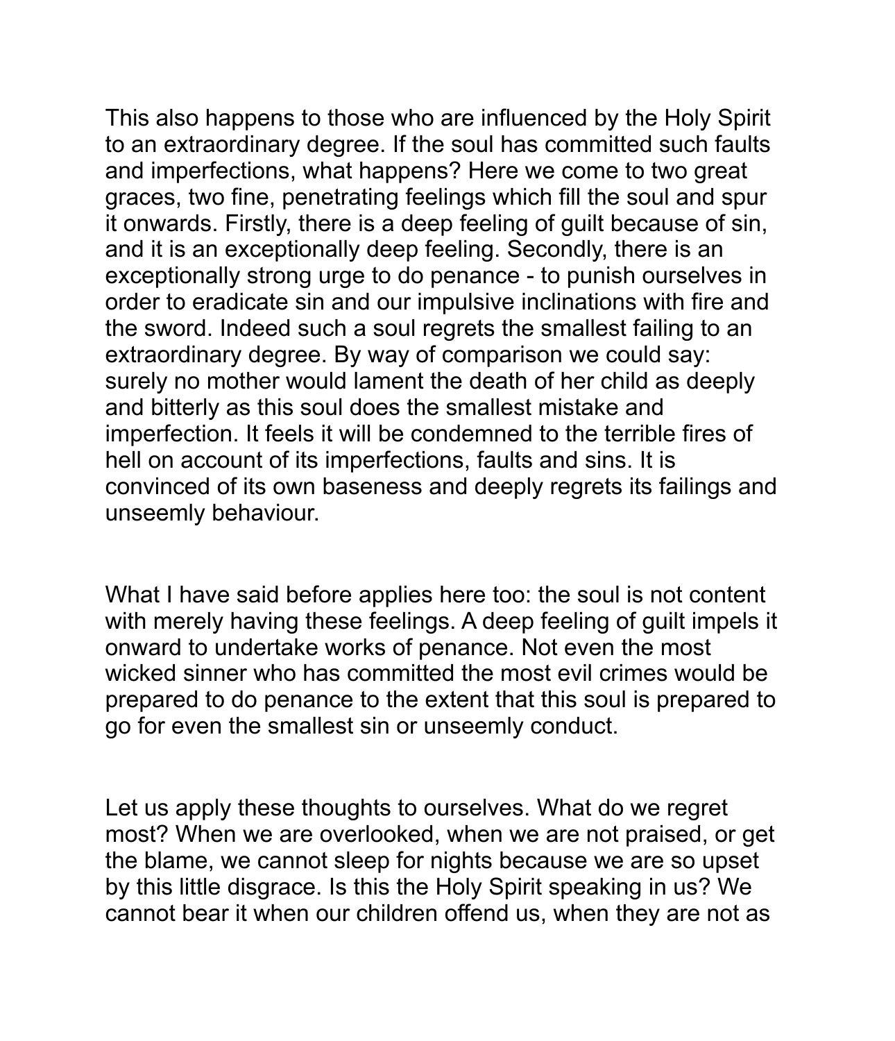This also happens to those who are influenced by the Holy Spirit to an extraordinary degree. If the soul has committed such faults and imperfections, what happens? Here we come to two great graces, two fine, penetrating feelings which fill the soul and spur it onwards. Firstly, there is a deep feeling of guilt because of sin, and it is an exceptionally deep feeling. Secondly, there is an exceptionally strong urge to do penance - to punish ourselves in order to eradicate sin and our impulsive inclinations with fire and the sword. Indeed such a soul regrets the smallest failing to an extraordinary degree. By way of comparison we could say: surely no mother would lament the death of her child as deeply and bitterly as this soul does the smallest mistake and imperfection. It feels it will be condemned to the terrible fires of hell on account of its imperfections, faults and sins. It is convinced of its own baseness and deeply regrets its failings and unseemly behaviour.

What I have said before applies here too: the soul is not content with merely having these feelings. A deep feeling of guilt impels it onward to undertake works of penance. Not even the most wicked sinner who has committed the most evil crimes would be prepared to do penance to the extent that this soul is prepared to go for even the smallest sin or unseemly conduct.

Let us apply these thoughts to ourselves. What do we regret most? When we are overlooked, when we are not praised, or get the blame, we cannot sleep for nights because we are so upset by this little disgrace. Is this the Holy Spirit speaking in us? We cannot bear it when our children offend us, when they are not as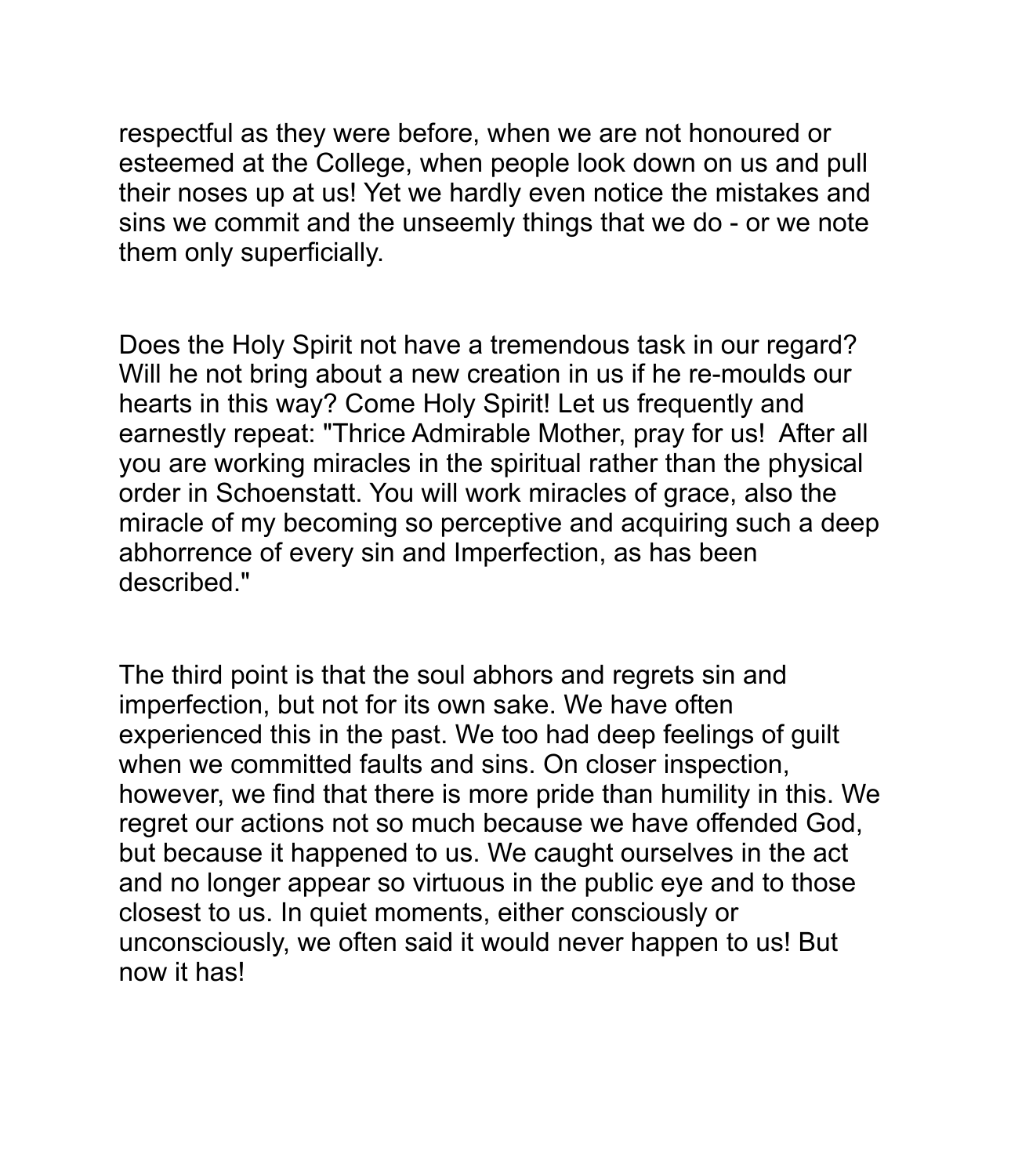respectful as they were before, when we are not honoured or esteemed at the College, when people look down on us and pull their noses up at us! Yet we hardly even notice the mistakes and sins we commit and the unseemly things that we do - or we note them only superficially.

Does the Holy Spirit not have a tremendous task in our regard? Will he not bring about a new creation in us if he re-moulds our hearts in this way? Come Holy Spirit! Let us frequently and earnestly repeat: "Thrice Admirable Mother, pray for us!  After all you are working miracles in the spiritual rather than the physical order in Schoenstatt. You will work miracles of grace, also the miracle of my becoming so perceptive and acquiring such a deep abhorrence of every sin and Imperfection, as has been described."

The third point is that the soul abhors and regrets sin and imperfection, but not for its own sake. We have often experienced this in the past. We too had deep feelings of guilt when we committed faults and sins. On closer inspection, however, we find that there is more pride than humility in this. We regret our actions not so much because we have offended God, but because it happened to us. We caught ourselves in the act and no longer appear so virtuous in the public eye and to those closest to us. In quiet moments, either consciously or unconsciously, we often said it would never happen to us! But now it has!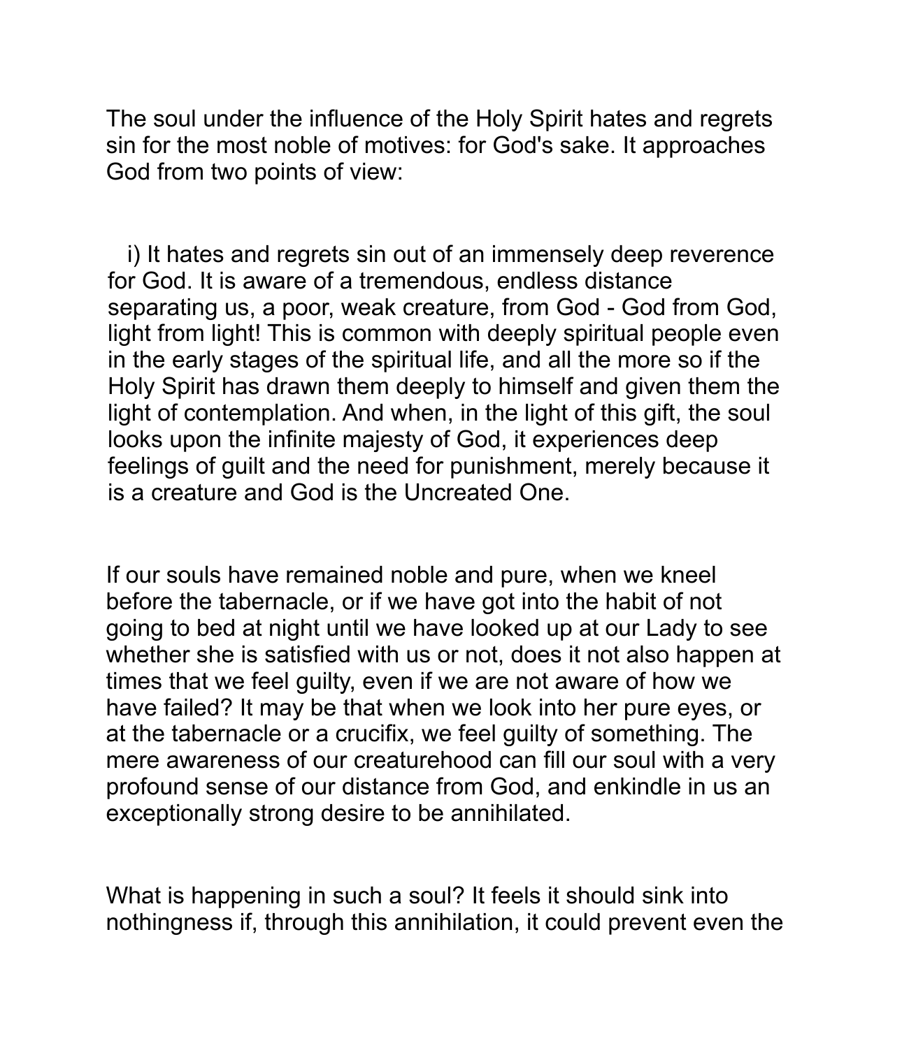The soul under the influence of the Holy Spirit hates and regrets sin for the most noble of motives: for God's sake. It approaches God from two points of view:

i) It hates and regrets sin out of an immensely deep reverence for God. It is aware of a tremendous, endless distance separating us, a poor, weak creature, from God - God from God, light from light! This is common with deeply spiritual people even in the early stages of the spiritual life, and all the more so if the Holy Spirit has drawn them deeply to himself and given them the light of contemplation. And when, in the light of this gift, the soul looks upon the infinite majesty of God, it experiences deep feelings of guilt and the need for punishment, merely because it is a creature and God is the Uncreated One.

If our souls have remained noble and pure, when we kneel before the tabernacle, or if we have got into the habit of not going to bed at night until we have looked up at our Lady to see whether she is satisfied with us or not, does it not also happen at times that we feel guilty, even if we are not aware of how we have failed? It may be that when we look into her pure eyes, or at the tabernacle or a crucifix, we feel guilty of something. The mere awareness of our creaturehood can fill our soul with a very profound sense of our distance from God, and enkindle in us an exceptionally strong desire to be annihilated.

What is happening in such a soul? It feels it should sink into nothingness if, through this annihilation, it could prevent even the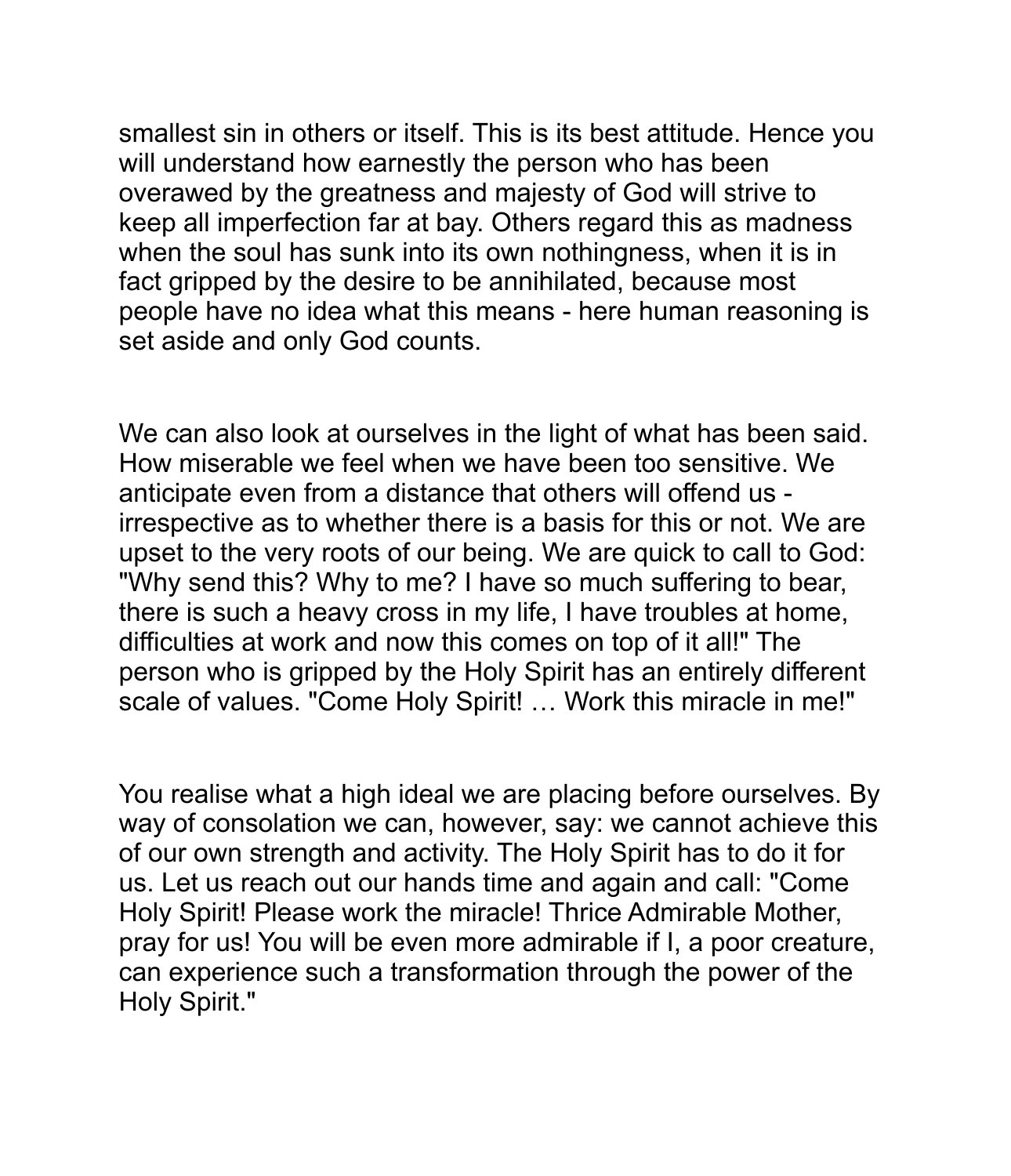smallest sin in others or itself. This is its best attitude. Hence you will understand how earnestly the person who has been overawed by the greatness and majesty of God will strive to keep all imperfection far at bay. Others regard this as madness when the soul has sunk into its own nothingness, when it is in fact gripped by the desire to be annihilated, because most people have no idea what this means - here human reasoning is set aside and only God counts.

We can also look at ourselves in the light of what has been said. How miserable we feel when we have been too sensitive. We anticipate even from a distance that others will offend us - irrespective as to whether there is a basis for this or not. We are upset to the very roots of our being. We are quick to call to God: "Why send this? Why to me? I have so much suffering to bear, there is such a heavy cross in my life, I have troubles at home, difficulties at work and now this comes on top of it all!" The person who is gripped by the Holy Spirit has an entirely different scale of values. "Come Holy Spirit! … Work this miracle in me!"

You realise what a high ideal we are placing before ourselves. By way of consolation we can, however, say: we cannot achieve this of our own strength and activity. The Holy Spirit has to do it for us. Let us reach out our hands time and again and call: "Come Holy Spirit! Please work the miracle! Thrice Admirable Mother, pray for us! You will be even more admirable if I, a poor creature, can experience such a transformation through the power of the Holy Spirit."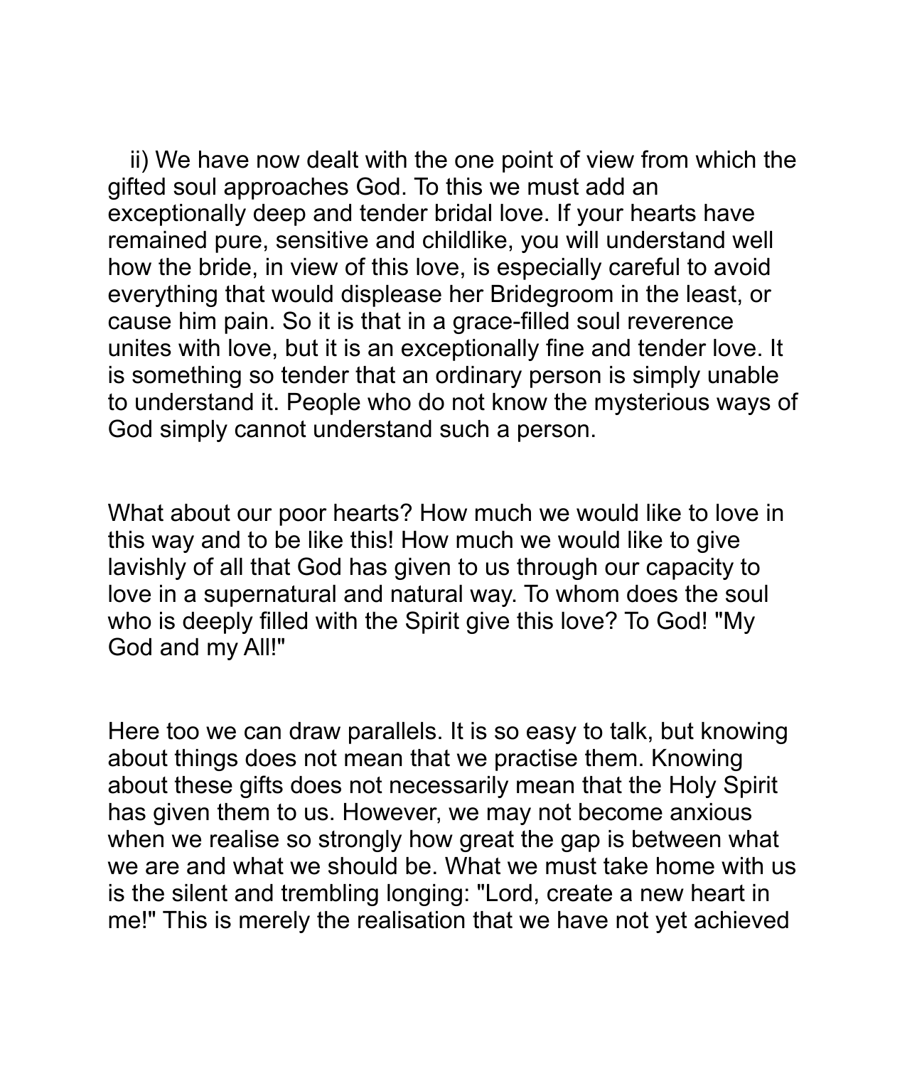ii) We have now dealt with the one point of view from which the gifted soul approaches God. To this we must add an exceptionally deep and tender bridal love. If your hearts have remained pure, sensitive and childlike, you will understand well how the bride, in view of this love, is especially careful to avoid everything that would displease her Bridegroom in the least, or cause him pain. So it is that in a grace-filled soul reverence unites with love, but it is an exceptionally fine and tender love. It is something so tender that an ordinary person is simply unable to understand it. People who do not know the mysterious ways of God simply cannot understand such a person.

What about our poor hearts? How much we would like to love in this way and to be like this! How much we would like to give lavishly of all that God has given to us through our capacity to love in a supernatural and natural way. To whom does the soul who is deeply filled with the Spirit give this love? To God! "My God and my All!"

Here too we can draw parallels. It is so easy to talk, but knowing about things does not mean that we practise them. Knowing about these gifts does not necessarily mean that the Holy Spirit has given them to us. However, we may not become anxious when we realise so strongly how great the gap is between what we are and what we should be. What we must take home with us is the silent and trembling longing: "Lord, create a new heart in me!" This is merely the realisation that we have not yet achieved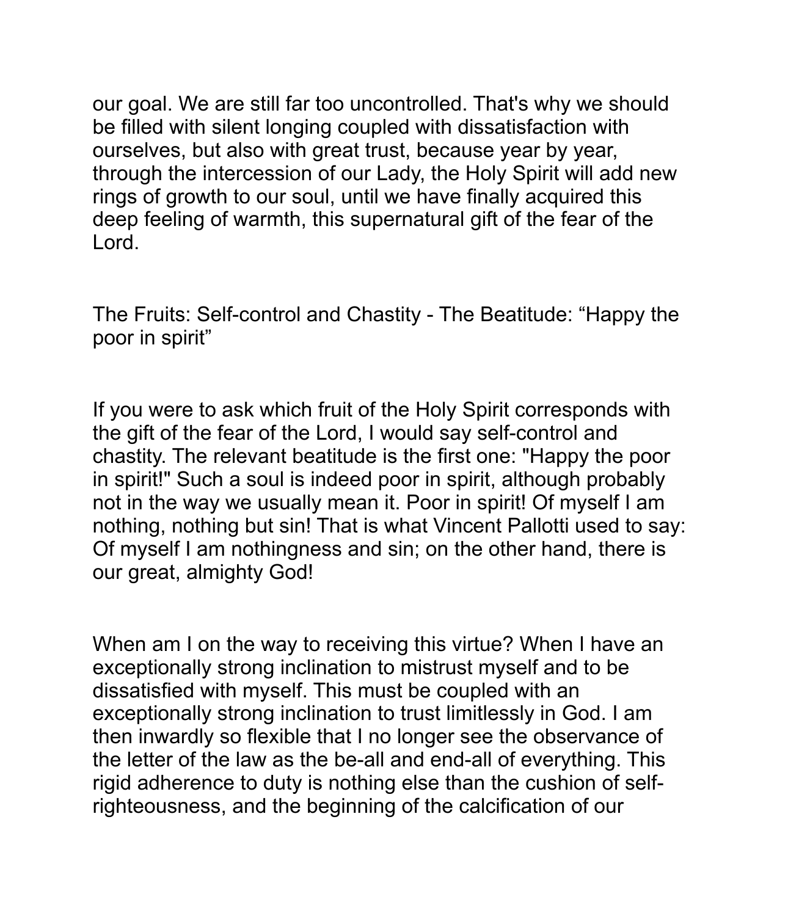our goal. We are still far too uncontrolled. That's why we should be filled with silent longing coupled with dissatisfaction with ourselves, but also with great trust, because year by year, through the intercession of our Lady, the Holy Spirit will add new rings of growth to our soul, until we have finally acquired this deep feeling of warmth, this supernatural gift of the fear of the Lord.

## The Fruits: Self-control and Chastity - The Beatitude: “Happy the poor in spirit”

If you were to ask which fruit of the Holy Spirit corresponds with the gift of the fear of the Lord, I would say self-control and chastity. The relevant beatitude is the first one: "Happy the poor in spirit!" Such a soul is indeed poor in spirit, although probably not in the way we usually mean it. Poor in spirit! Of myself I am nothing, nothing but sin! That is what Vincent Pallotti used to say: Of myself I am nothingness and sin; on the other hand, there is our great, almighty God!

When am I on the way to receiving this virtue? When I have an exceptionally strong inclination to mistrust myself and to be dissatisfied with myself. This must be coupled with an exceptionally strong inclination to trust limitlessly in God. I am then inwardly so flexible that I no longer see the observance of the letter of the law as the be-all and end-all of everything. This rigid adherence to duty is nothing else than the cushion of self-righteousness, and the beginning of the calcification of our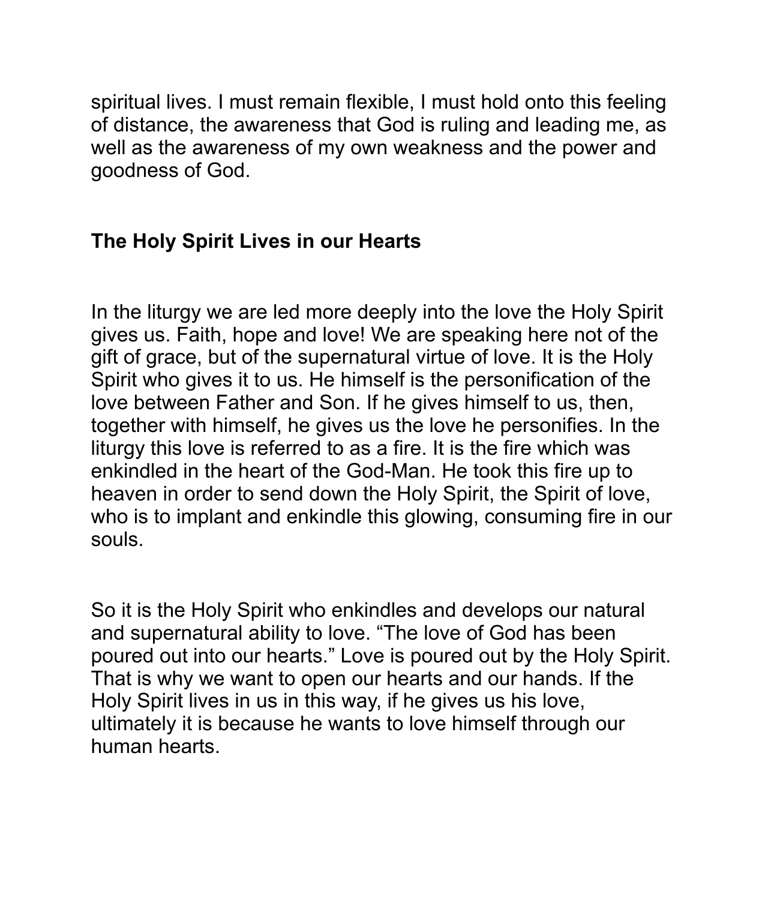spiritual lives. I must remain flexible, I must hold onto this feeling of distance, the awareness that God is ruling and leading me, as well as the awareness of my own weakness and the power and goodness of God.

## The Holy Spirit Lives in our Hearts

In the liturgy we are led more deeply into the love the Holy Spirit gives us. Faith, hope and love! We are speaking here not of the gift of grace, but of the supernatural virtue of love. It is the Holy Spirit who gives it to us. He himself is the personification of the love between Father and Son. If he gives himself to us, then, together with himself, he gives us the love he personifies. In the liturgy this love is referred to as a fire. It is the fire which was enkindled in the heart of the God-Man. He took this fire up to heaven in order to send down the Holy Spirit, the Spirit of love, who is to implant and enkindle this glowing, consuming fire in our souls.

So it is the Holy Spirit who enkindles and develops our natural and supernatural ability to love. "The love of God has been poured out into our hearts." Love is poured out by the Holy Spirit. That is why we want to open our hearts and our hands. If the Holy Spirit lives in us in this way, if he gives us his love, ultimately it is because he wants to love himself through our human hearts.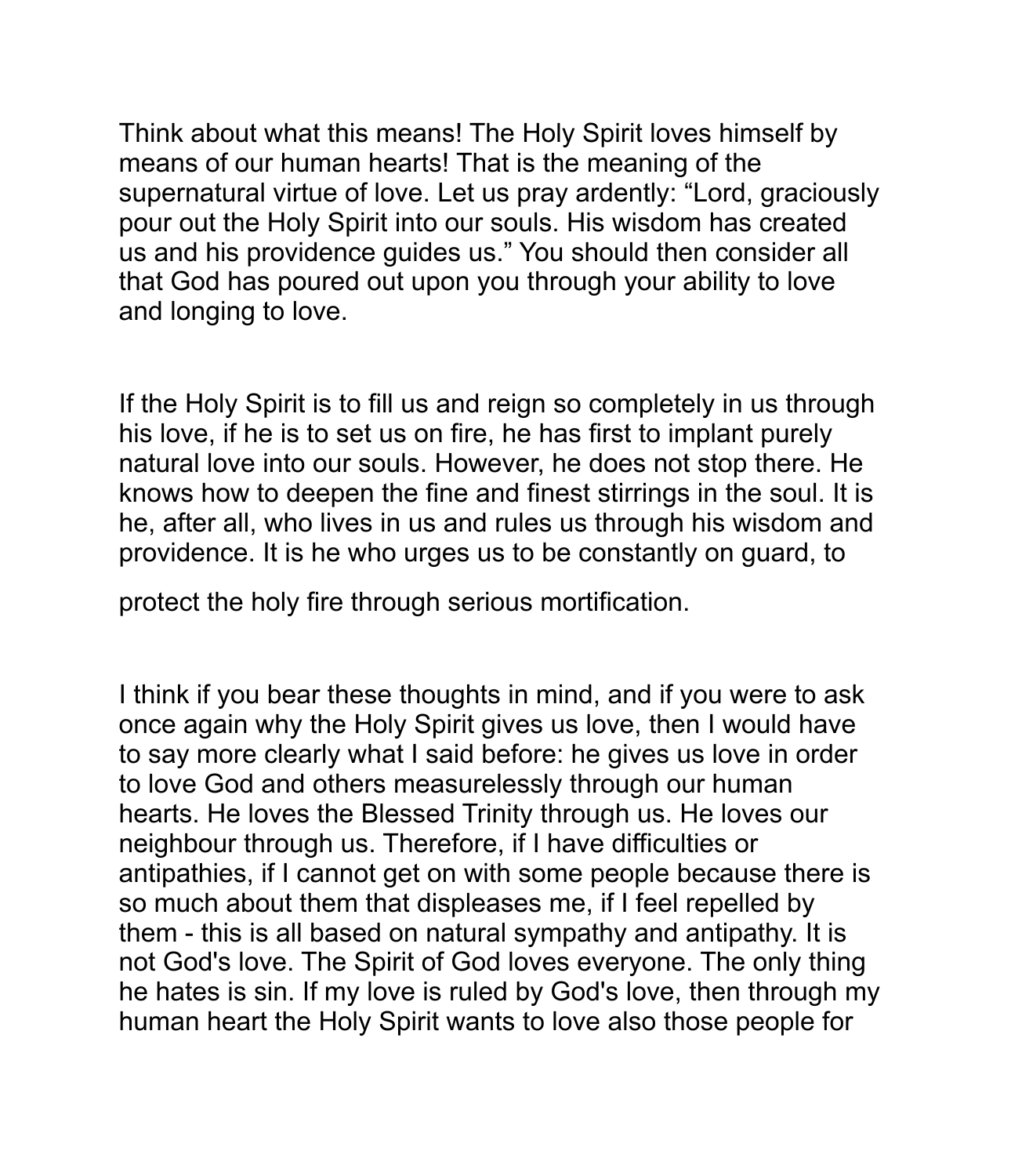Think about what this means! The Holy Spirit loves himself by means of our human hearts! That is the meaning of the supernatural virtue of love. Let us pray ardently: “Lord, graciously pour out the Holy Spirit into our souls. His wisdom has created us and his providence guides us.” You should then consider all that God has poured out upon you through your ability to love and longing to love.

If the Holy Spirit is to fill us and reign so completely in us through his love, if he is to set us on fire, he has first to implant purely natural love into our souls. However, he does not stop there. He knows how to deepen the fine and finest stirrings in the soul. It is he, after all, who lives in us and rules us through his wisdom and providence. It is he who urges us to be constantly on guard, to protect the holy fire through serious mortification.

I think if you bear these thoughts in mind, and if you were to ask once again why the Holy Spirit gives us love, then I would have to say more clearly what I said before: he gives us love in order to love God and others measurelessly through our human hearts. He loves the Blessed Trinity through us. He loves our neighbour through us. Therefore, if I have difficulties or antipathies, if I cannot get on with some people because there is so much about them that displeases me, if I feel repelled by them - this is all based on natural sympathy and antipathy. It is not God's love. The Spirit of God loves everyone. The only thing he hates is sin. If my love is ruled by God's love, then through my human heart the Holy Spirit wants to love also those people for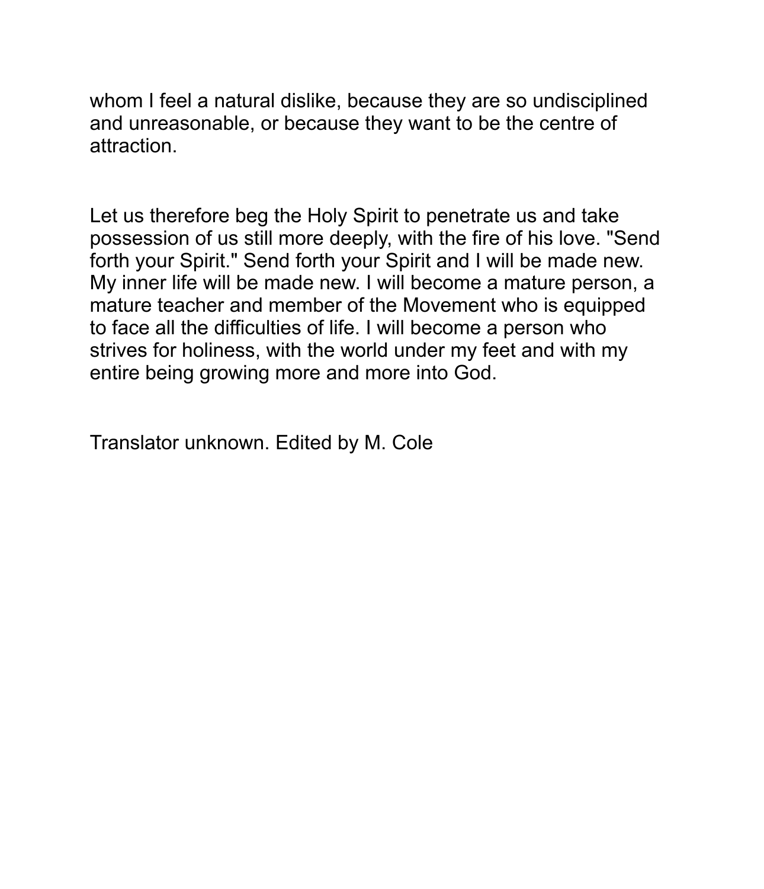whom I feel a natural dislike, because they are so undisciplined and unreasonable, or because they want to be the centre of attraction.

Let us therefore beg the Holy Spirit to penetrate us and take possession of us still more deeply, with the fire of his love. "Send forth your Spirit." Send forth your Spirit and I will be made new. My inner life will be made new. I will become a mature person, a mature teacher and member of the Movement who is equipped to face all the difficulties of life. I will become a person who strives for holiness, with the world under my feet and with my entire being growing more and more into God.

Translator unknown. Edited by M. Cole